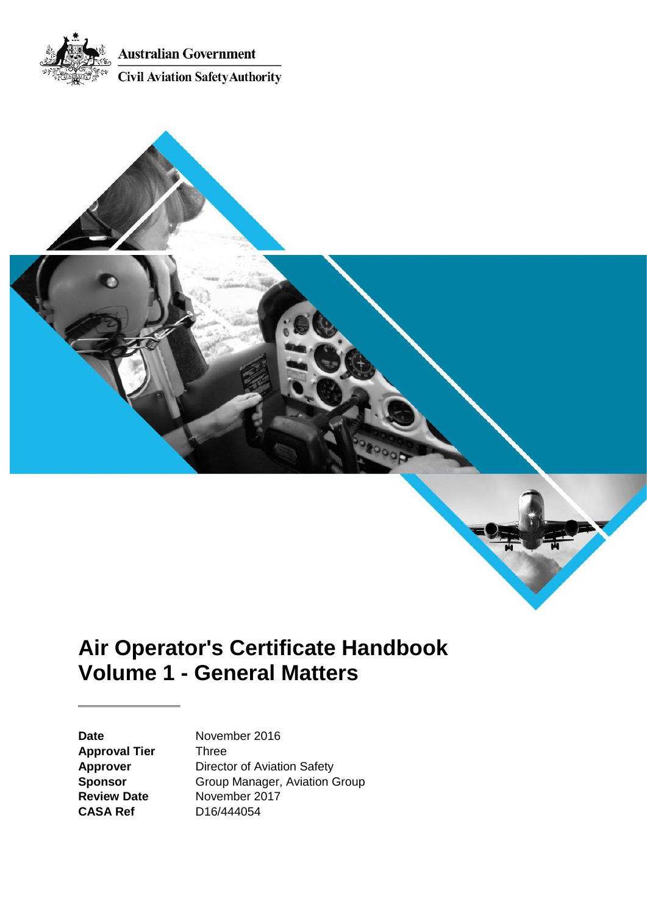Australian Government

Civil Aviation Safety Authority

# Air Operator's Certificate Handbook Volume 1 - General Matters

| | |
|---|---|
| **Date** | November 2016 |
| **Approval Tier** | Three |
| **Approver** | Director of Aviation Safety |
| **Sponsor** | Group Manager, Aviation Group |
| **Review Date** | November 2017 |
| **CASA Ref** | D16/444054 |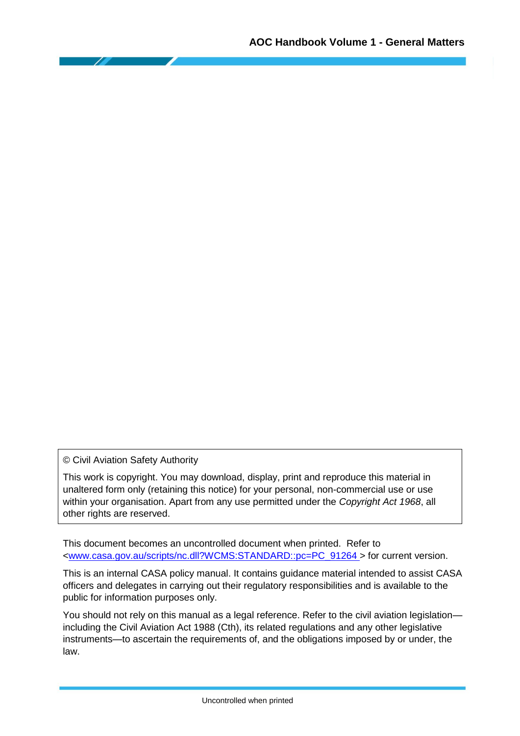© Civil Aviation Safety Authority

This work is copyright. You may download, display, print and reproduce this material in unaltered form only (retaining this notice) for your personal, non-commercial use or use within your organisation. Apart from any use permitted under the *Copyright Act 1968*, all other rights are reserved.

This document becomes an uncontrolled document when printed. Refer to <www.casa.gov.au/scripts/nc.dll?WCMS:STANDARD::pc=PC_91264 > for current version.

This is an internal CASA policy manual. It contains guidance material intended to assist CASA officers and delegates in carrying out their regulatory responsibilities and is available to the public for information purposes only.

You should not rely on this manual as a legal reference. Refer to the civil aviation legislation—including the Civil Aviation Act 1988 (Cth), its related regulations and any other legislative instruments—to ascertain the requirements of, and the obligations imposed by or under, the law.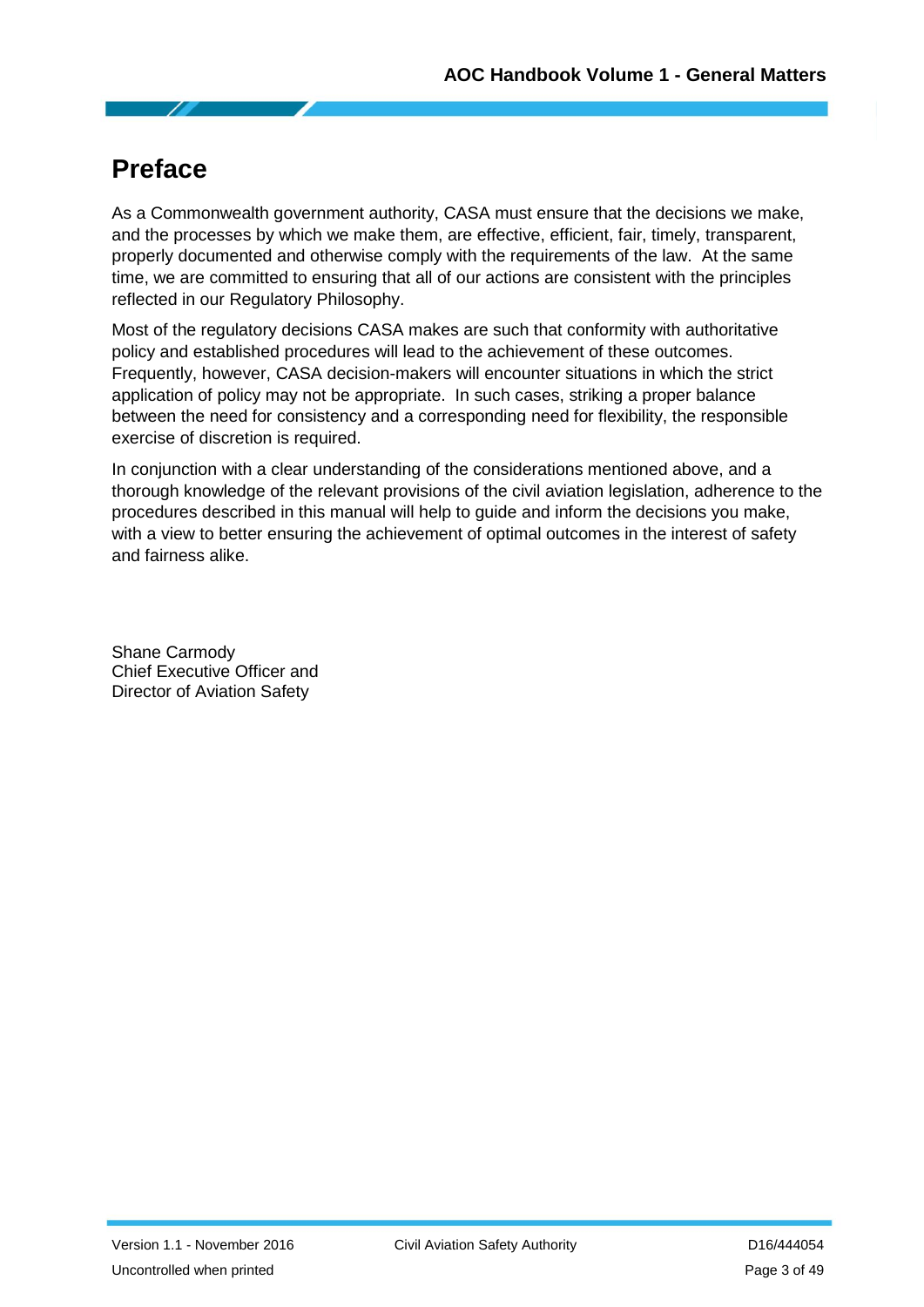# Preface

As a Commonwealth government authority, CASA must ensure that the decisions we make, and the processes by which we make them, are effective, efficient, fair, timely, transparent, properly documented and otherwise comply with the requirements of the law. At the same time, we are committed to ensuring that all of our actions are consistent with the principles reflected in our Regulatory Philosophy.

Most of the regulatory decisions CASA makes are such that conformity with authoritative policy and established procedures will lead to the achievement of these outcomes. Frequently, however, CASA decision-makers will encounter situations in which the strict application of policy may not be appropriate. In such cases, striking a proper balance between the need for consistency and a corresponding need for flexibility, the responsible exercise of discretion is required.

In conjunction with a clear understanding of the considerations mentioned above, and a thorough knowledge of the relevant provisions of the civil aviation legislation, adherence to the procedures described in this manual will help to guide and inform the decisions you make, with a view to better ensuring the achievement of optimal outcomes in the interest of safety and fairness alike.

Shane Carmody
Chief Executive Officer and
Director of Aviation Safety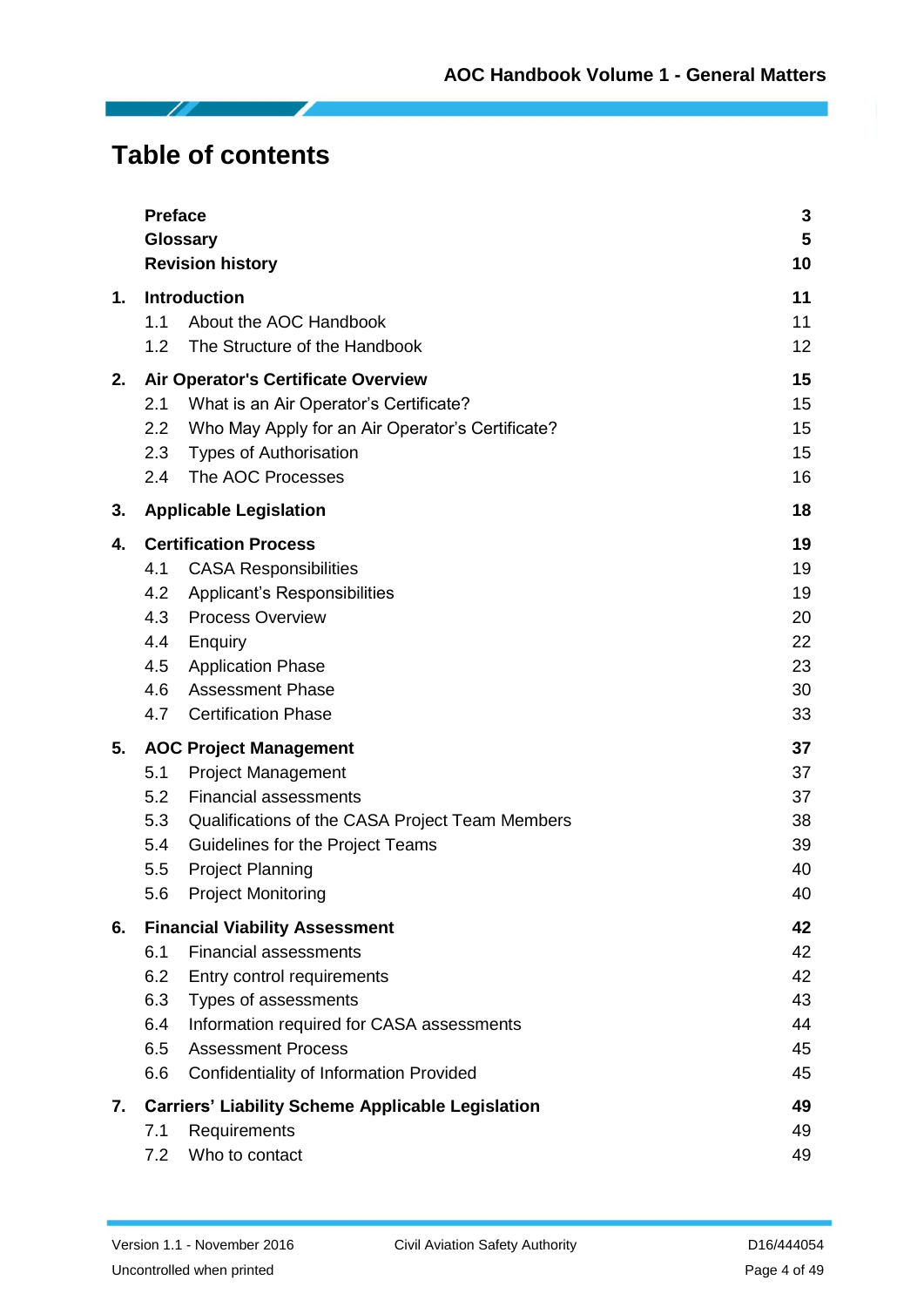# Table of contents

| | | |
|---|---|---|
| | **Preface** | **3** |
| | **Glossary** | **5** |
| | **Revision history** | **10** |
| **1.** | **Introduction** | **11** |
| | 1.1 About the AOC Handbook | 11 |
| | 1.2 The Structure of the Handbook | 12 |
| **2.** | **Air Operator's Certificate Overview** | **15** |
| | 2.1 What is an Air Operator's Certificate? | 15 |
| | 2.2 Who May Apply for an Air Operator's Certificate? | 15 |
| | 2.3 Types of Authorisation | 15 |
| | 2.4 The AOC Processes | 16 |
| **3.** | **Applicable Legislation** | **18** |
| **4.** | **Certification Process** | **19** |
| | 4.1 CASA Responsibilities | 19 |
| | 4.2 Applicant's Responsibilities | 19 |
| | 4.3 Process Overview | 20 |
| | 4.4 Enquiry | 22 |
| | 4.5 Application Phase | 23 |
| | 4.6 Assessment Phase | 30 |
| | 4.7 Certification Phase | 33 |
| **5.** | **AOC Project Management** | **37** |
| | 5.1 Project Management | 37 |
| | 5.2 Financial assessments | 37 |
| | 5.3 Qualifications of the CASA Project Team Members | 38 |
| | 5.4 Guidelines for the Project Teams | 39 |
| | 5.5 Project Planning | 40 |
| | 5.6 Project Monitoring | 40 |
| **6.** | **Financial Viability Assessment** | **42** |
| | 6.1 Financial assessments | 42 |
| | 6.2 Entry control requirements | 42 |
| | 6.3 Types of assessments | 43 |
| | 6.4 Information required for CASA assessments | 44 |
| | 6.5 Assessment Process | 45 |
| | 6.6 Confidentiality of Information Provided | 45 |
| **7.** | **Carriers' Liability Scheme Applicable Legislation** | **49** |
| | 7.1 Requirements | 49 |
| | 7.2 Who to contact | 49 |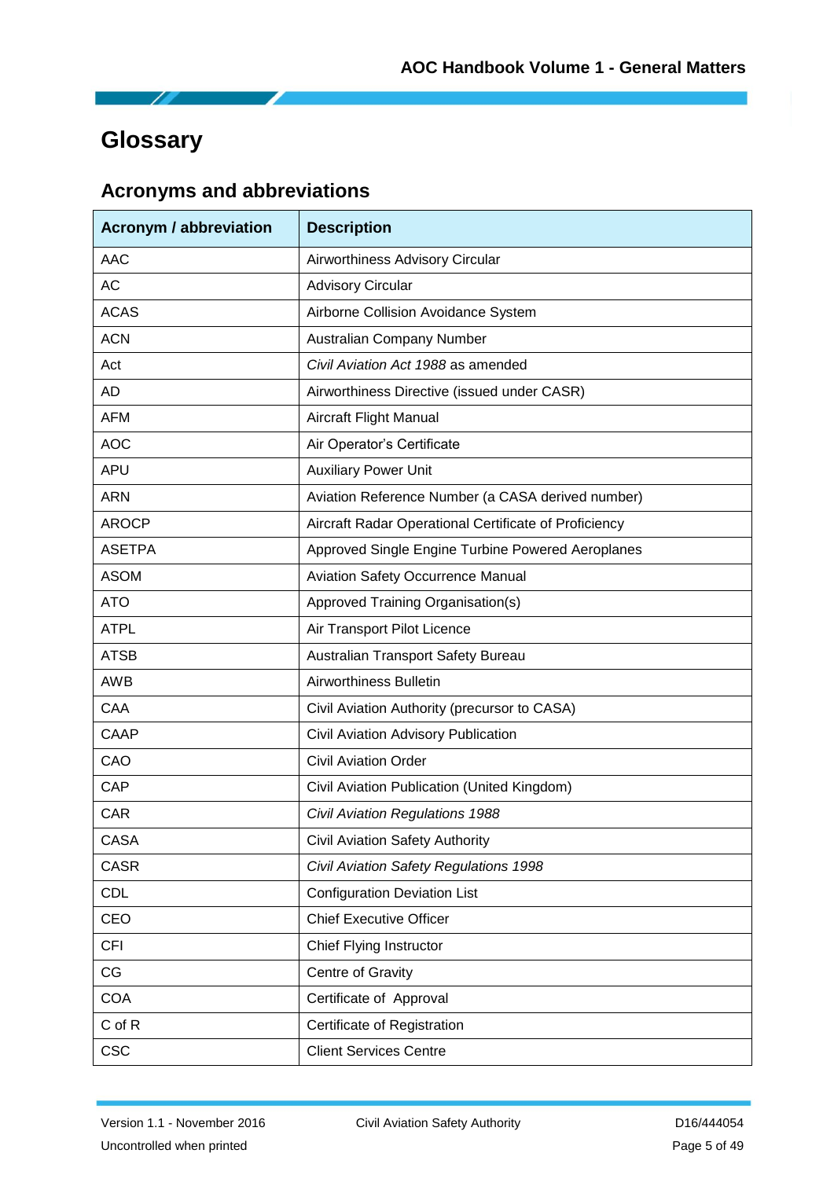# Glossary

## Acronyms and abbreviations

| Acronym / abbreviation | Description |
|---|---|
| AAC | Airworthiness Advisory Circular |
| AC | Advisory Circular |
| ACAS | Airborne Collision Avoidance System |
| ACN | Australian Company Number |
| Act | *Civil Aviation Act 1988* as amended |
| AD | Airworthiness Directive (issued under CASR) |
| AFM | Aircraft Flight Manual |
| AOC | Air Operator's Certificate |
| APU | Auxiliary Power Unit |
| ARN | Aviation Reference Number (a CASA derived number) |
| AROCP | Aircraft Radar Operational Certificate of Proficiency |
| ASETPA | Approved Single Engine Turbine Powered Aeroplanes |
| ASOM | Aviation Safety Occurrence Manual |
| ATO | Approved Training Organisation(s) |
| ATPL | Air Transport Pilot Licence |
| ATSB | Australian Transport Safety Bureau |
| AWB | Airworthiness Bulletin |
| CAA | Civil Aviation Authority (precursor to CASA) |
| CAAP | Civil Aviation Advisory Publication |
| CAO | Civil Aviation Order |
| CAP | Civil Aviation Publication (United Kingdom) |
| CAR | *Civil Aviation Regulations 1988* |
| CASA | Civil Aviation Safety Authority |
| CASR | *Civil Aviation Safety Regulations 1998* |
| CDL | Configuration Deviation List |
| CEO | Chief Executive Officer |
| CFI | Chief Flying Instructor |
| CG | Centre of Gravity |
| COA | Certificate of Approval |
| C of R | Certificate of Registration |
| CSC | Client Services Centre |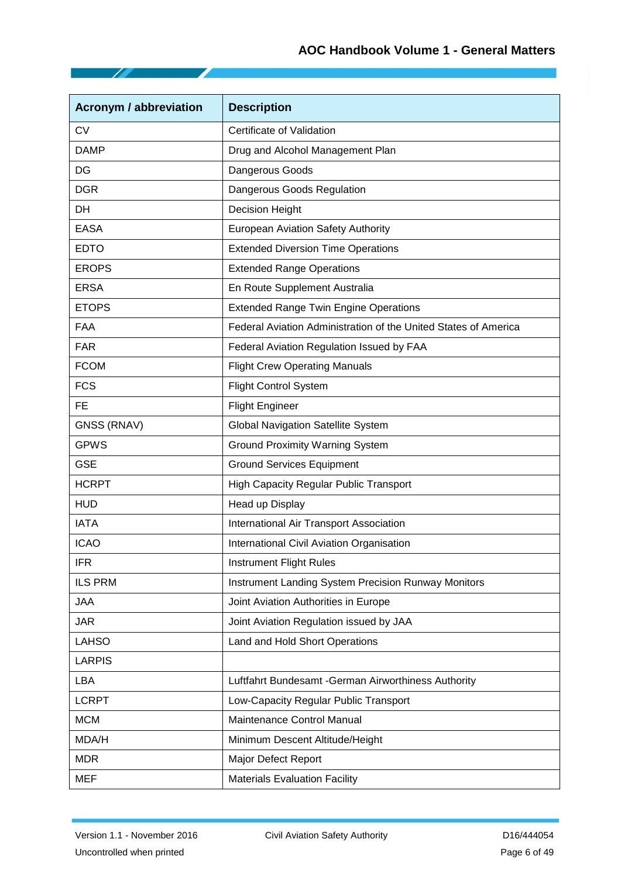| Acronym / abbreviation | Description |
|---|---|
| CV | Certificate of Validation |
| DAMP | Drug and Alcohol Management Plan |
| DG | Dangerous Goods |
| DGR | Dangerous Goods Regulation |
| DH | Decision Height |
| EASA | European Aviation Safety Authority |
| EDTO | Extended Diversion Time Operations |
| EROPS | Extended Range Operations |
| ERSA | En Route Supplement Australia |
| ETOPS | Extended Range Twin Engine Operations |
| FAA | Federal Aviation Administration of the United States of America |
| FAR | Federal Aviation Regulation Issued by FAA |
| FCOM | Flight Crew Operating Manuals |
| FCS | Flight Control System |
| FE | Flight Engineer |
| GNSS (RNAV) | Global Navigation Satellite System |
| GPWS | Ground Proximity Warning System |
| GSE | Ground Services Equipment |
| HCRPT | High Capacity Regular Public Transport |
| HUD | Head up Display |
| IATA | International Air Transport Association |
| ICAO | International Civil Aviation Organisation |
| IFR | Instrument Flight Rules |
| ILS PRM | Instrument Landing System Precision Runway Monitors |
| JAA | Joint Aviation Authorities in Europe |
| JAR | Joint Aviation Regulation issued by JAA |
| LAHSO | Land and Hold Short Operations |
| LARPIS | |
| LBA | Luftfahrt Bundesamt -German Airworthiness Authority |
| LCRPT | Low-Capacity Regular Public Transport |
| MCM | Maintenance Control Manual |
| MDA/H | Minimum Descent Altitude/Height |
| MDR | Major Defect Report |
| MEF | Materials Evaluation Facility |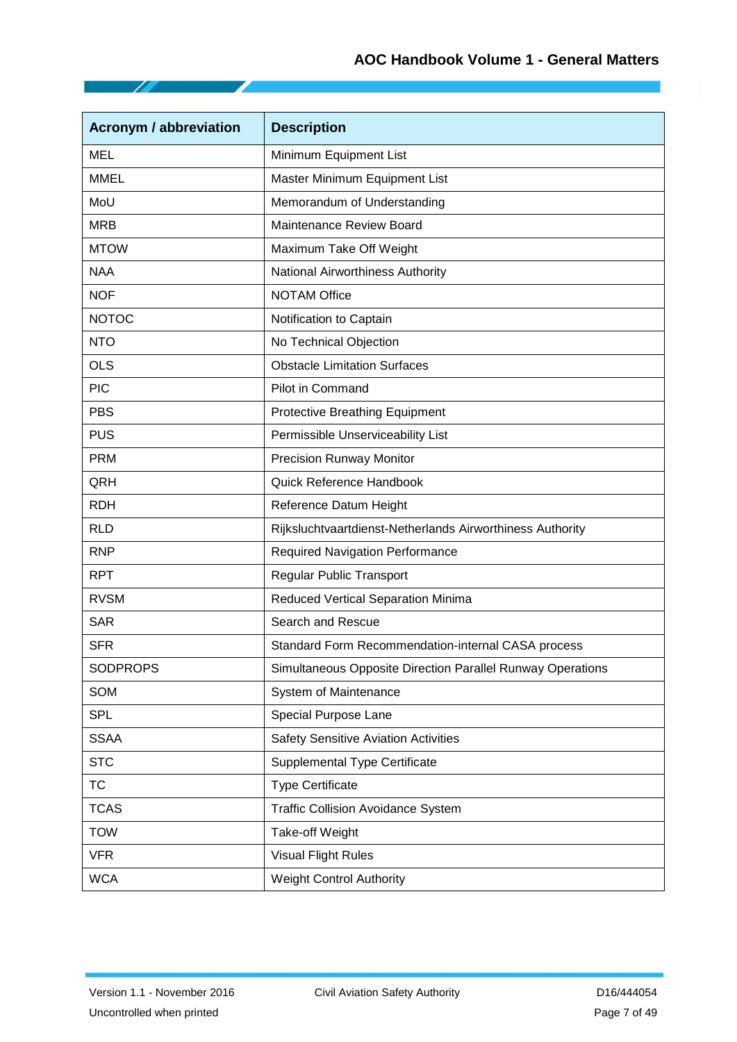| Acronym / abbreviation | Description |
| --- | --- |
| MEL | Minimum Equipment List |
| MMEL | Master Minimum Equipment List |
| MoU | Memorandum of Understanding |
| MRB | Maintenance Review Board |
| MTOW | Maximum Take Off Weight |
| NAA | National Airworthiness Authority |
| NOF | NOTAM Office |
| NOTOC | Notification to Captain |
| NTO | No Technical Objection |
| OLS | Obstacle Limitation Surfaces |
| PIC | Pilot in Command |
| PBS | Protective Breathing Equipment |
| PUS | Permissible Unserviceability List |
| PRM | Precision Runway Monitor |
| QRH | Quick Reference Handbook |
| RDH | Reference Datum Height |
| RLD | Rijksluchtvaartdienst-Netherlands Airworthiness Authority |
| RNP | Required Navigation Performance |
| RPT | Regular Public Transport |
| RVSM | Reduced Vertical Separation Minima |
| SAR | Search and Rescue |
| SFR | Standard Form Recommendation-internal CASA process |
| SODPROPS | Simultaneous Opposite Direction Parallel Runway Operations |
| SOM | System of Maintenance |
| SPL | Special Purpose Lane |
| SSAA | Safety Sensitive Aviation Activities |
| STC | Supplemental Type Certificate |
| TC | Type Certificate |
| TCAS | Traffic Collision Avoidance System |
| TOW | Take-off Weight |
| VFR | Visual Flight Rules |
| WCA | Weight Control Authority |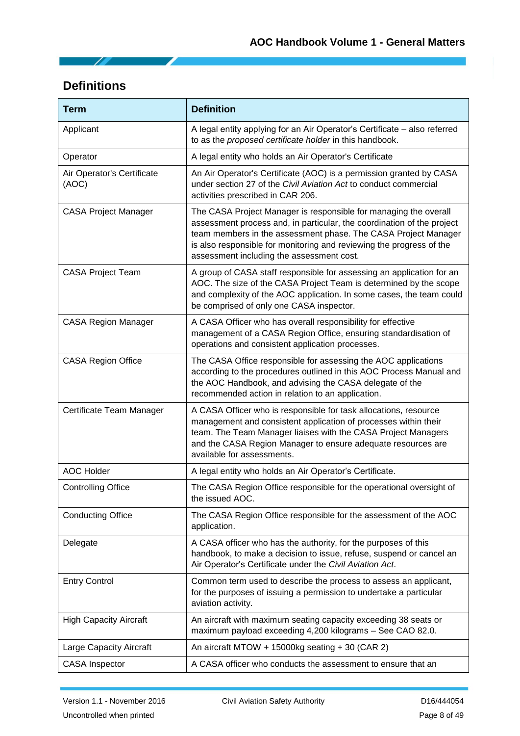## Definitions

| Term | Definition |
|---|---|
| Applicant | A legal entity applying for an Air Operator's Certificate – also referred to as the *proposed certificate holder* in this handbook. |
| Operator | A legal entity who holds an Air Operator's Certificate |
| Air Operator's Certificate (AOC) | An Air Operator's Certificate (AOC) is a permission granted by CASA under section 27 of the *Civil Aviation Act* to conduct commercial activities prescribed in CAR 206. |
| CASA Project Manager | The CASA Project Manager is responsible for managing the overall assessment process and, in particular, the coordination of the project team members in the assessment phase. The CASA Project Manager is also responsible for monitoring and reviewing the progress of the assessment including the assessment cost. |
| CASA Project Team | A group of CASA staff responsible for assessing an application for an AOC. The size of the CASA Project Team is determined by the scope and complexity of the AOC application. In some cases, the team could be comprised of only one CASA inspector. |
| CASA Region Manager | A CASA Officer who has overall responsibility for effective management of a CASA Region Office, ensuring standardisation of operations and consistent application processes. |
| CASA Region Office | The CASA Office responsible for assessing the AOC applications according to the procedures outlined in this AOC Process Manual and the AOC Handbook, and advising the CASA delegate of the recommended action in relation to an application. |
| Certificate Team Manager | A CASA Officer who is responsible for task allocations, resource management and consistent application of processes within their team. The Team Manager liaises with the CASA Project Managers and the CASA Region Manager to ensure adequate resources are available for assessments. |
| AOC Holder | A legal entity who holds an Air Operator's Certificate. |
| Controlling Office | The CASA Region Office responsible for the operational oversight of the issued AOC. |
| Conducting Office | The CASA Region Office responsible for the assessment of the AOC application. |
| Delegate | A CASA officer who has the authority, for the purposes of this handbook, to make a decision to issue, refuse, suspend or cancel an Air Operator's Certificate under the *Civil Aviation Act*. |
| Entry Control | Common term used to describe the process to assess an applicant, for the purposes of issuing a permission to undertake a particular aviation activity. |
| High Capacity Aircraft | An aircraft with maximum seating capacity exceeding 38 seats or maximum payload exceeding 4,200 kilograms – See CAO 82.0. |
| Large Capacity Aircraft | An aircraft MTOW + 15000kg seating + 30 (CAR 2) |
| CASA Inspector | A CASA officer who conducts the assessment to ensure that an |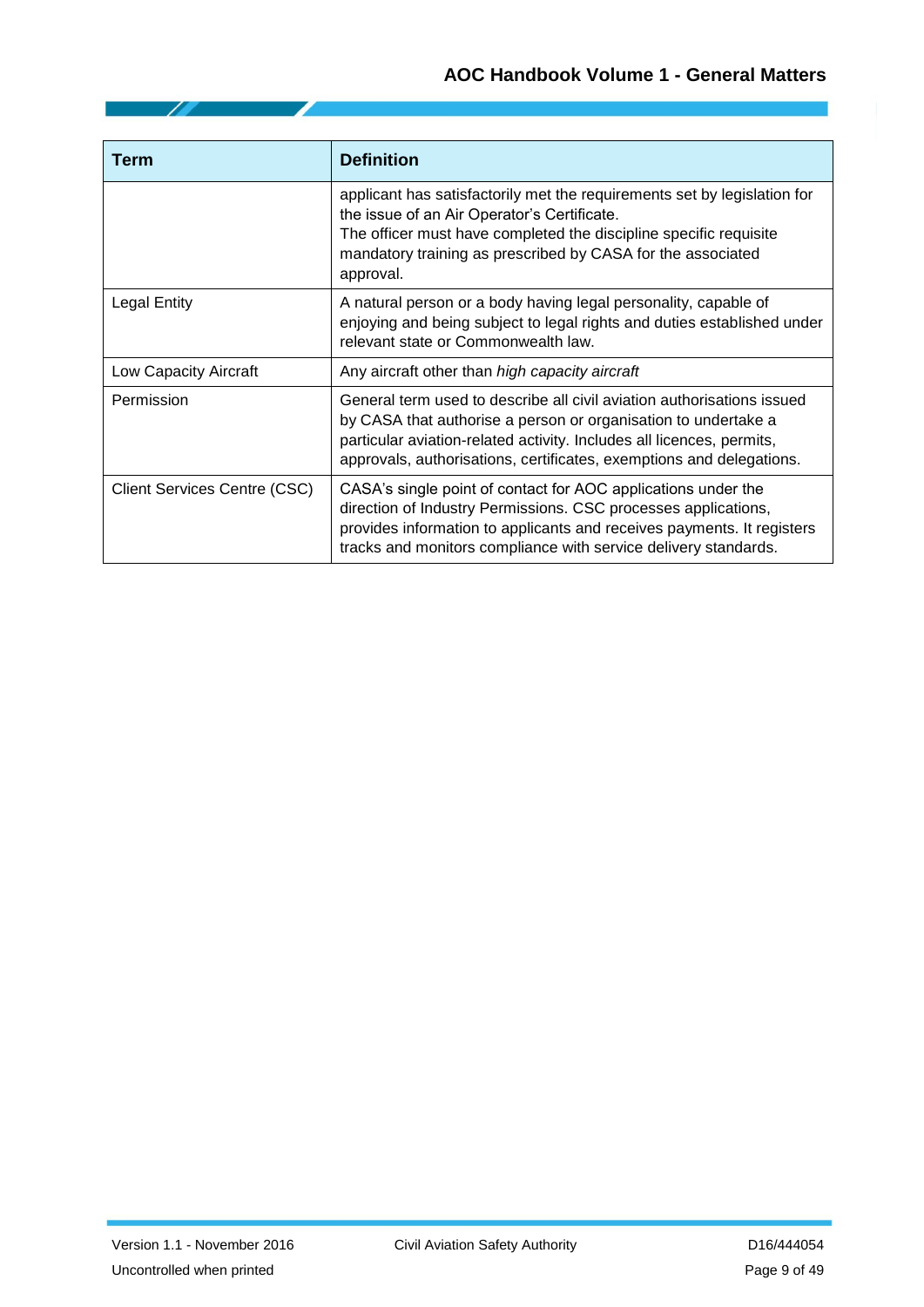| Term | Definition |
| --- | --- |
| | applicant has satisfactorily met the requirements set by legislation for the issue of an Air Operator's Certificate.<br>The officer must have completed the discipline specific requisite mandatory training as prescribed by CASA for the associated approval. |
| Legal Entity | A natural person or a body having legal personality, capable of enjoying and being subject to legal rights and duties established under relevant state or Commonwealth law. |
| Low Capacity Aircraft | Any aircraft other than *high capacity aircraft* |
| Permission | General term used to describe all civil aviation authorisations issued by CASA that authorise a person or organisation to undertake a particular aviation-related activity. Includes all licences, permits, approvals, authorisations, certificates, exemptions and delegations. |
| Client Services Centre (CSC) | CASA's single point of contact for AOC applications under the direction of Industry Permissions. CSC processes applications, provides information to applicants and receives payments. It registers tracks and monitors compliance with service delivery standards. |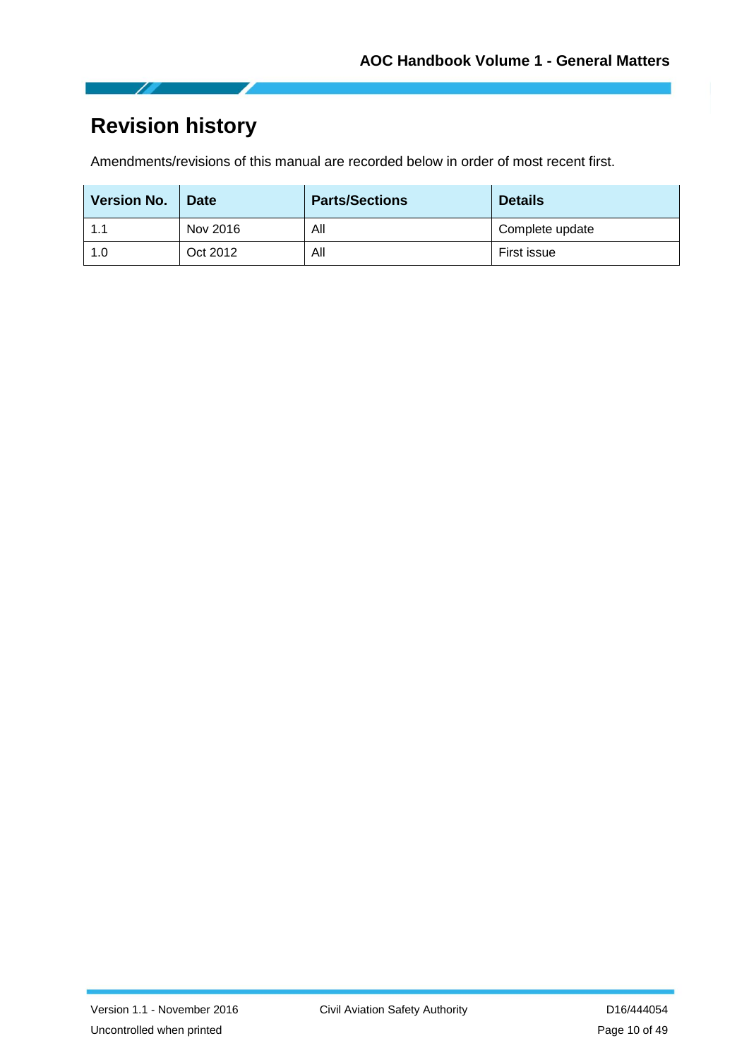# Revision history

Amendments/revisions of this manual are recorded below in order of most recent first.

| Version No. | Date | Parts/Sections | Details |
|---|---|---|---|
| 1.1 | Nov 2016 | All | Complete update |
| 1.0 | Oct 2012 | All | First issue |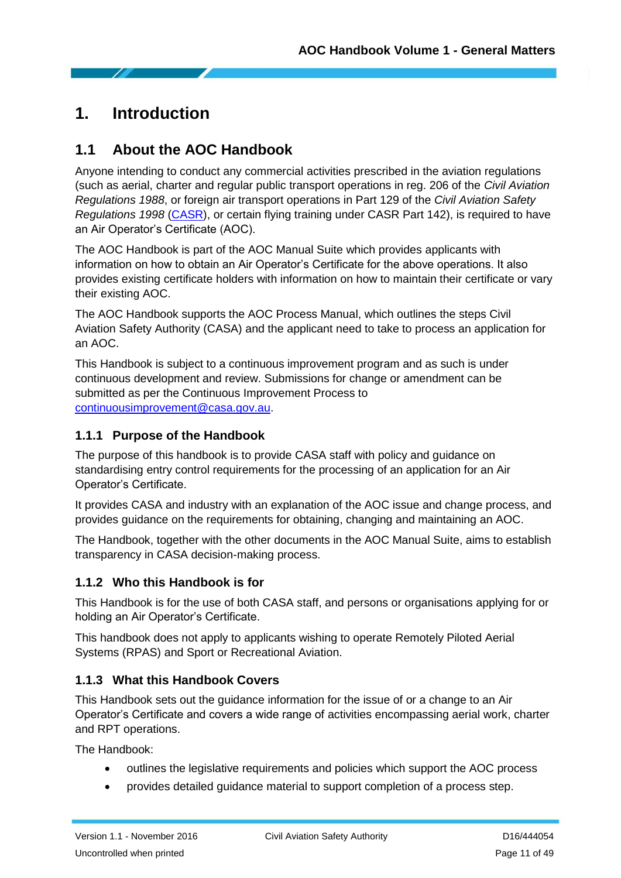# 1. Introduction

## 1.1 About the AOC Handbook

Anyone intending to conduct any commercial activities prescribed in the aviation regulations (such as aerial, charter and regular public transport operations in reg. 206 of the *Civil Aviation Regulations 1988*, or foreign air transport operations in Part 129 of the *Civil Aviation Safety Regulations 1998* (CASR), or certain flying training under CASR Part 142), is required to have an Air Operator's Certificate (AOC).

The AOC Handbook is part of the AOC Manual Suite which provides applicants with information on how to obtain an Air Operator's Certificate for the above operations. It also provides existing certificate holders with information on how to maintain their certificate or vary their existing AOC.

The AOC Handbook supports the AOC Process Manual, which outlines the steps Civil Aviation Safety Authority (CASA) and the applicant need to take to process an application for an AOC.

This Handbook is subject to a continuous improvement program and as such is under continuous development and review. Submissions for change or amendment can be submitted as per the Continuous Improvement Process to continuousimprovement@casa.gov.au.

### 1.1.1 Purpose of the Handbook

The purpose of this handbook is to provide CASA staff with policy and guidance on standardising entry control requirements for the processing of an application for an Air Operator's Certificate.

It provides CASA and industry with an explanation of the AOC issue and change process, and provides guidance on the requirements for obtaining, changing and maintaining an AOC.

The Handbook, together with the other documents in the AOC Manual Suite, aims to establish transparency in CASA decision-making process.

### 1.1.2 Who this Handbook is for

This Handbook is for the use of both CASA staff, and persons or organisations applying for or holding an Air Operator's Certificate.

This handbook does not apply to applicants wishing to operate Remotely Piloted Aerial Systems (RPAS) and Sport or Recreational Aviation.

### 1.1.3 What this Handbook Covers

This Handbook sets out the guidance information for the issue of or a change to an Air Operator's Certificate and covers a wide range of activities encompassing aerial work, charter and RPT operations.

The Handbook:

- outlines the legislative requirements and policies which support the AOC process
- provides detailed guidance material to support completion of a process step.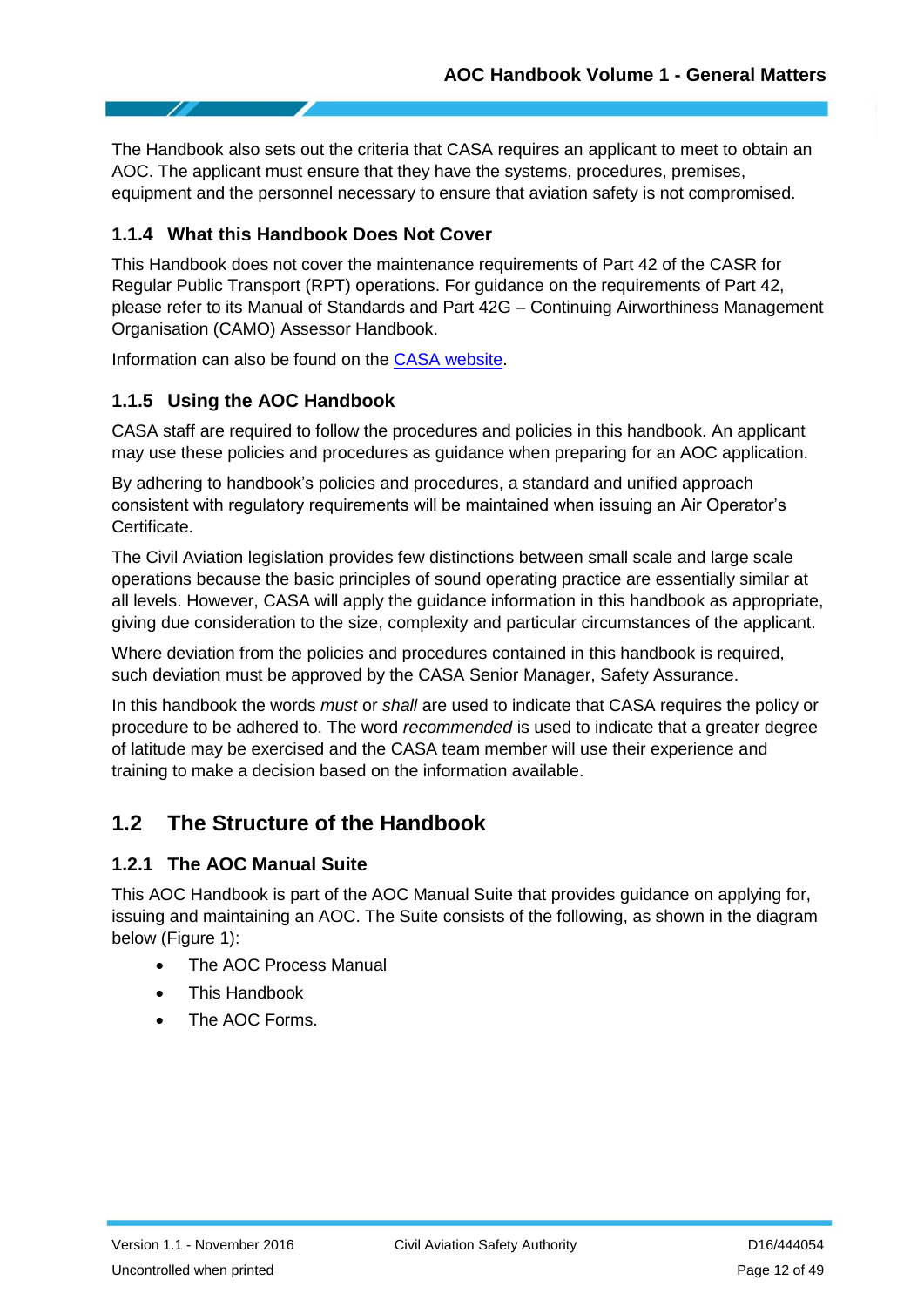The Handbook also sets out the criteria that CASA requires an applicant to meet to obtain an AOC. The applicant must ensure that they have the systems, procedures, premises, equipment and the personnel necessary to ensure that aviation safety is not compromised.

### 1.1.4 What this Handbook Does Not Cover

This Handbook does not cover the maintenance requirements of Part 42 of the CASR for Regular Public Transport (RPT) operations. For guidance on the requirements of Part 42, please refer to its Manual of Standards and Part 42G – Continuing Airworthiness Management Organisation (CAMO) Assessor Handbook.

Information can also be found on the [CASA website](#).

### 1.1.5 Using the AOC Handbook

CASA staff are required to follow the procedures and policies in this handbook. An applicant may use these policies and procedures as guidance when preparing for an AOC application.

By adhering to handbook's policies and procedures, a standard and unified approach consistent with regulatory requirements will be maintained when issuing an Air Operator's Certificate.

The Civil Aviation legislation provides few distinctions between small scale and large scale operations because the basic principles of sound operating practice are essentially similar at all levels. However, CASA will apply the guidance information in this handbook as appropriate, giving due consideration to the size, complexity and particular circumstances of the applicant.

Where deviation from the policies and procedures contained in this handbook is required, such deviation must be approved by the CASA Senior Manager, Safety Assurance.

In this handbook the words *must* or *shall* are used to indicate that CASA requires the policy or procedure to be adhered to. The word *recommended* is used to indicate that a greater degree of latitude may be exercised and the CASA team member will use their experience and training to make a decision based on the information available.

## 1.2 The Structure of the Handbook

### 1.2.1 The AOC Manual Suite

This AOC Handbook is part of the AOC Manual Suite that provides guidance on applying for, issuing and maintaining an AOC. The Suite consists of the following, as shown in the diagram below (Figure 1):

- The AOC Process Manual
- This Handbook
- The AOC Forms.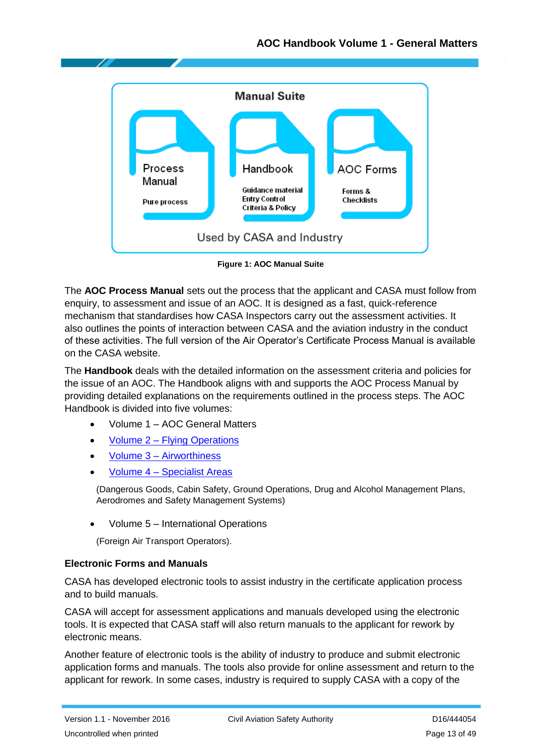**Manual Suite**

| Process Manual | Handbook | AOC Forms |
| --- | --- | --- |
| Pure process | Guidance material Entry Control Criteria & Policy | Forms & Checklists |

Used by CASA and Industry

**Figure 1: AOC Manual Suite**

The **AOC Process Manual** sets out the process that the applicant and CASA must follow from enquiry, to assessment and issue of an AOC. It is designed as a fast, quick-reference mechanism that standardises how CASA Inspectors carry out the assessment activities. It also outlines the points of interaction between CASA and the aviation industry in the conduct of these activities. The full version of the Air Operator's Certificate Process Manual is available on the CASA website.

The **Handbook** deals with the detailed information on the assessment criteria and policies for the issue of an AOC. The Handbook aligns with and supports the AOC Process Manual by providing detailed explanations on the requirements outlined in the process steps. The AOC Handbook is divided into five volumes:

- Volume 1 – AOC General Matters
- Volume 2 – Flying Operations
- Volume 3 – Airworthiness
- Volume 4 – Specialist Areas

  (Dangerous Goods, Cabin Safety, Ground Operations, Drug and Alcohol Management Plans, Aerodromes and Safety Management Systems)

- Volume 5 – International Operations

  (Foreign Air Transport Operators).

**Electronic Forms and Manuals**

CASA has developed electronic tools to assist industry in the certificate application process and to build manuals.

CASA will accept for assessment applications and manuals developed using the electronic tools. It is expected that CASA staff will also return manuals to the applicant for rework by electronic means.

Another feature of electronic tools is the ability of industry to produce and submit electronic application forms and manuals. The tools also provide for online assessment and return to the applicant for rework. In some cases, industry is required to supply CASA with a copy of the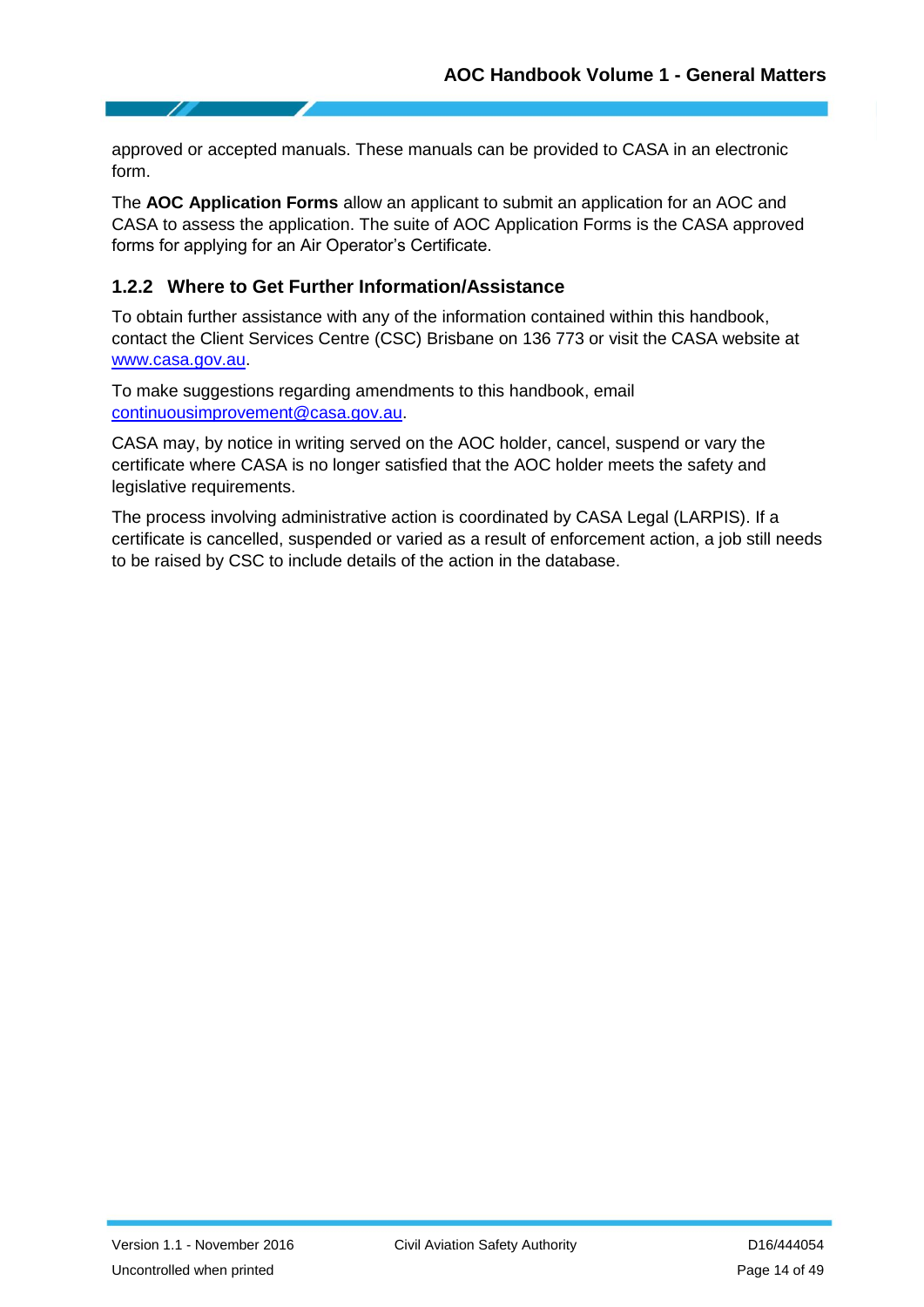approved or accepted manuals. These manuals can be provided to CASA in an electronic form.

The **AOC Application Forms** allow an applicant to submit an application for an AOC and CASA to assess the application. The suite of AOC Application Forms is the CASA approved forms for applying for an Air Operator's Certificate.

### 1.2.2 Where to Get Further Information/Assistance

To obtain further assistance with any of the information contained within this handbook, contact the Client Services Centre (CSC) Brisbane on 136 773 or visit the CASA website at [www.casa.gov.au](http://www.casa.gov.au).

To make suggestions regarding amendments to this handbook, email [continuousimprovement@casa.gov.au](mailto:continuousimprovement@casa.gov.au).

CASA may, by notice in writing served on the AOC holder, cancel, suspend or vary the certificate where CASA is no longer satisfied that the AOC holder meets the safety and legislative requirements.

The process involving administrative action is coordinated by CASA Legal (LARPIS). If a certificate is cancelled, suspended or varied as a result of enforcement action, a job still needs to be raised by CSC to include details of the action in the database.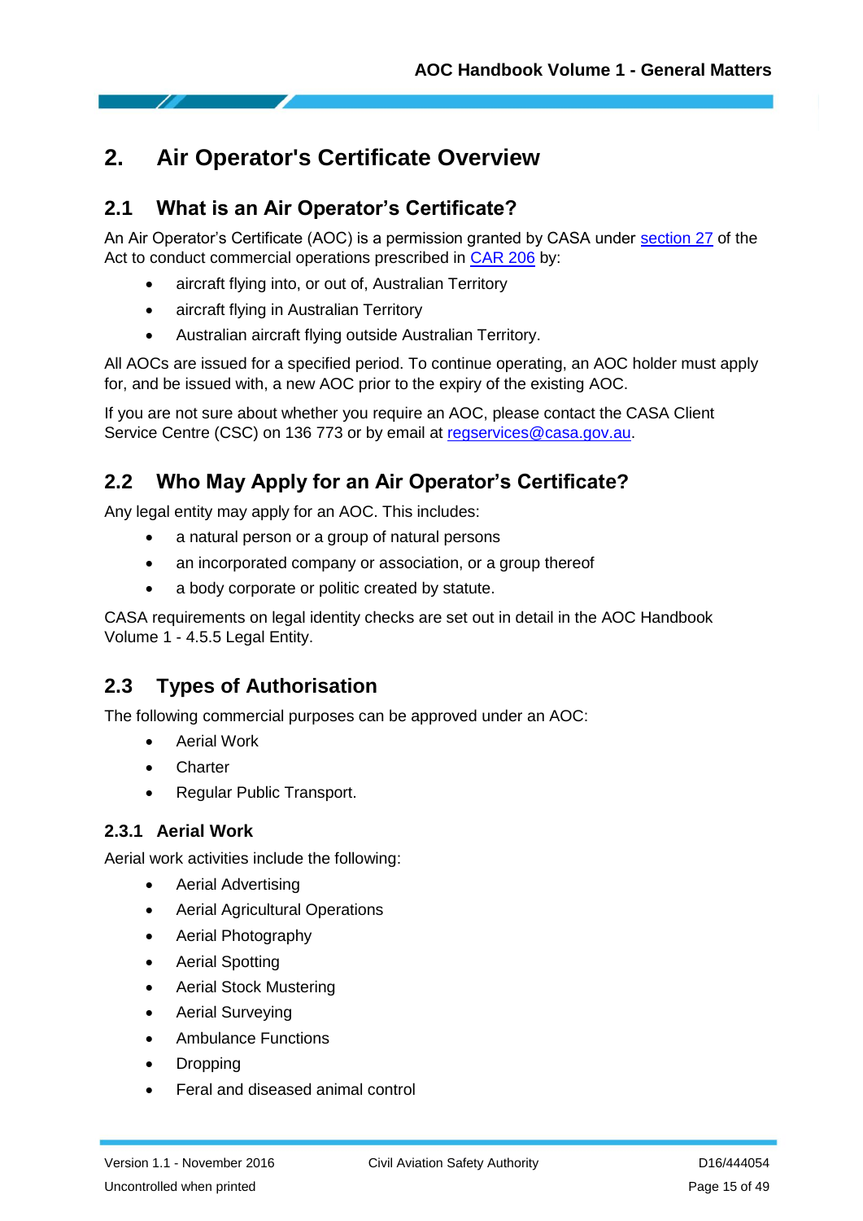# 2. Air Operator's Certificate Overview

## 2.1 What is an Air Operator's Certificate?

An Air Operator's Certificate (AOC) is a permission granted by CASA under section 27 of the Act to conduct commercial operations prescribed in CAR 206 by:

- aircraft flying into, or out of, Australian Territory
- aircraft flying in Australian Territory
- Australian aircraft flying outside Australian Territory.

All AOCs are issued for a specified period. To continue operating, an AOC holder must apply for, and be issued with, a new AOC prior to the expiry of the existing AOC.

If you are not sure about whether you require an AOC, please contact the CASA Client Service Centre (CSC) on 136 773 or by email at regservices@casa.gov.au.

## 2.2 Who May Apply for an Air Operator's Certificate?

Any legal entity may apply for an AOC. This includes:

- a natural person or a group of natural persons
- an incorporated company or association, or a group thereof
- a body corporate or politic created by statute.

CASA requirements on legal identity checks are set out in detail in the AOC Handbook Volume 1 - 4.5.5 Legal Entity.

## 2.3 Types of Authorisation

The following commercial purposes can be approved under an AOC:

- Aerial Work
- Charter
- Regular Public Transport.

### 2.3.1 Aerial Work

Aerial work activities include the following:

- Aerial Advertising
- Aerial Agricultural Operations
- Aerial Photography
- Aerial Spotting
- Aerial Stock Mustering
- Aerial Surveying
- Ambulance Functions
- Dropping
- Feral and diseased animal control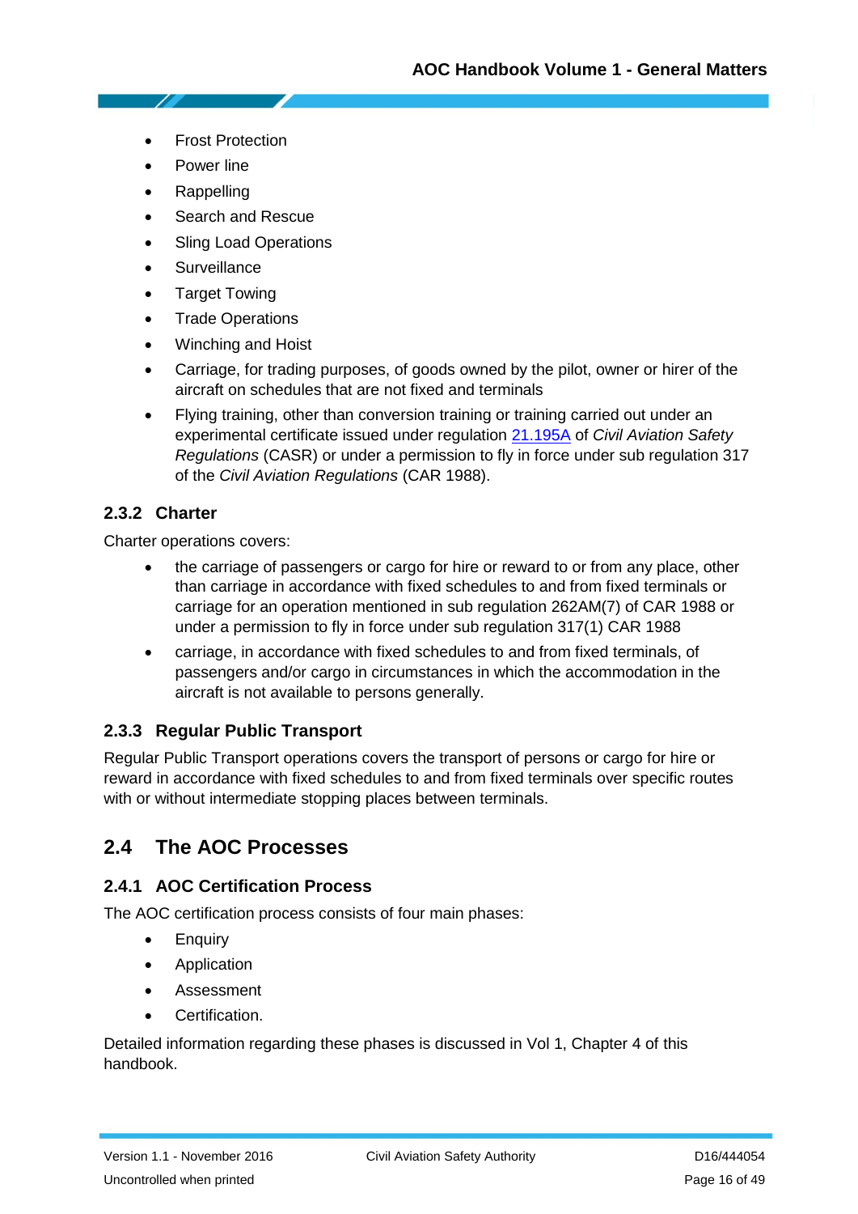- Frost Protection
- Power line
- Rappelling
- Search and Rescue
- Sling Load Operations
- Surveillance
- Target Towing
- Trade Operations
- Winching and Hoist
- Carriage, for trading purposes, of goods owned by the pilot, owner or hirer of the aircraft on schedules that are not fixed and terminals
- Flying training, other than conversion training or training carried out under an experimental certificate issued under regulation 21.195A of *Civil Aviation Safety Regulations* (CASR) or under a permission to fly in force under sub regulation 317 of the *Civil Aviation Regulations* (CAR 1988).

### 2.3.2 Charter

Charter operations covers:

- the carriage of passengers or cargo for hire or reward to or from any place, other than carriage in accordance with fixed schedules to and from fixed terminals or carriage for an operation mentioned in sub regulation 262AM(7) of CAR 1988 or under a permission to fly in force under sub regulation 317(1) CAR 1988
- carriage, in accordance with fixed schedules to and from fixed terminals, of passengers and/or cargo in circumstances in which the accommodation in the aircraft is not available to persons generally.

### 2.3.3 Regular Public Transport

Regular Public Transport operations covers the transport of persons or cargo for hire or reward in accordance with fixed schedules to and from fixed terminals over specific routes with or without intermediate stopping places between terminals.

## 2.4 The AOC Processes

### 2.4.1 AOC Certification Process

The AOC certification process consists of four main phases:

- Enquiry
- Application
- Assessment
- Certification.

Detailed information regarding these phases is discussed in Vol 1, Chapter 4 of this handbook.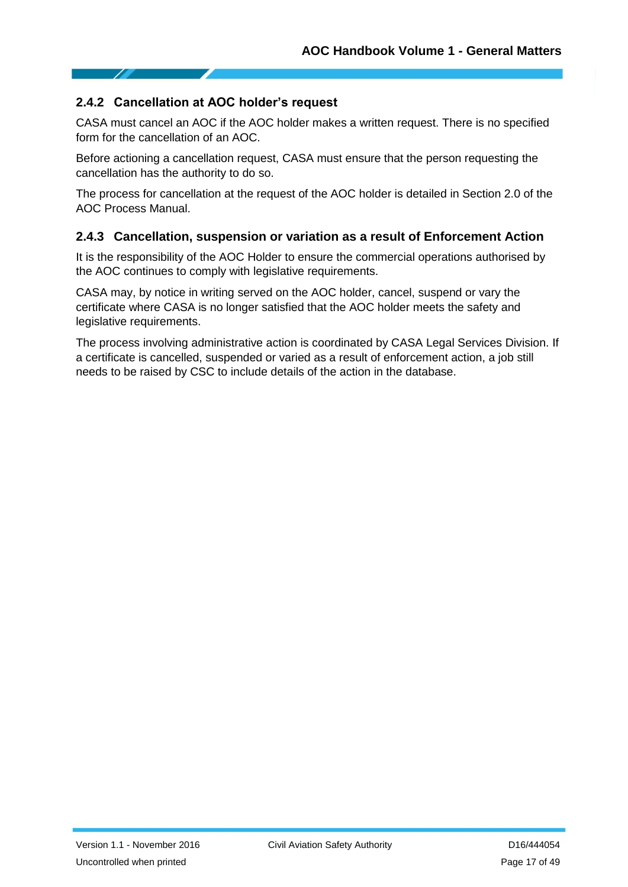### 2.4.2 Cancellation at AOC holder's request

CASA must cancel an AOC if the AOC holder makes a written request. There is no specified form for the cancellation of an AOC.

Before actioning a cancellation request, CASA must ensure that the person requesting the cancellation has the authority to do so.

The process for cancellation at the request of the AOC holder is detailed in Section 2.0 of the AOC Process Manual.

### 2.4.3 Cancellation, suspension or variation as a result of Enforcement Action

It is the responsibility of the AOC Holder to ensure the commercial operations authorised by the AOC continues to comply with legislative requirements.

CASA may, by notice in writing served on the AOC holder, cancel, suspend or vary the certificate where CASA is no longer satisfied that the AOC holder meets the safety and legislative requirements.

The process involving administrative action is coordinated by CASA Legal Services Division. If a certificate is cancelled, suspended or varied as a result of enforcement action, a job still needs to be raised by CSC to include details of the action in the database.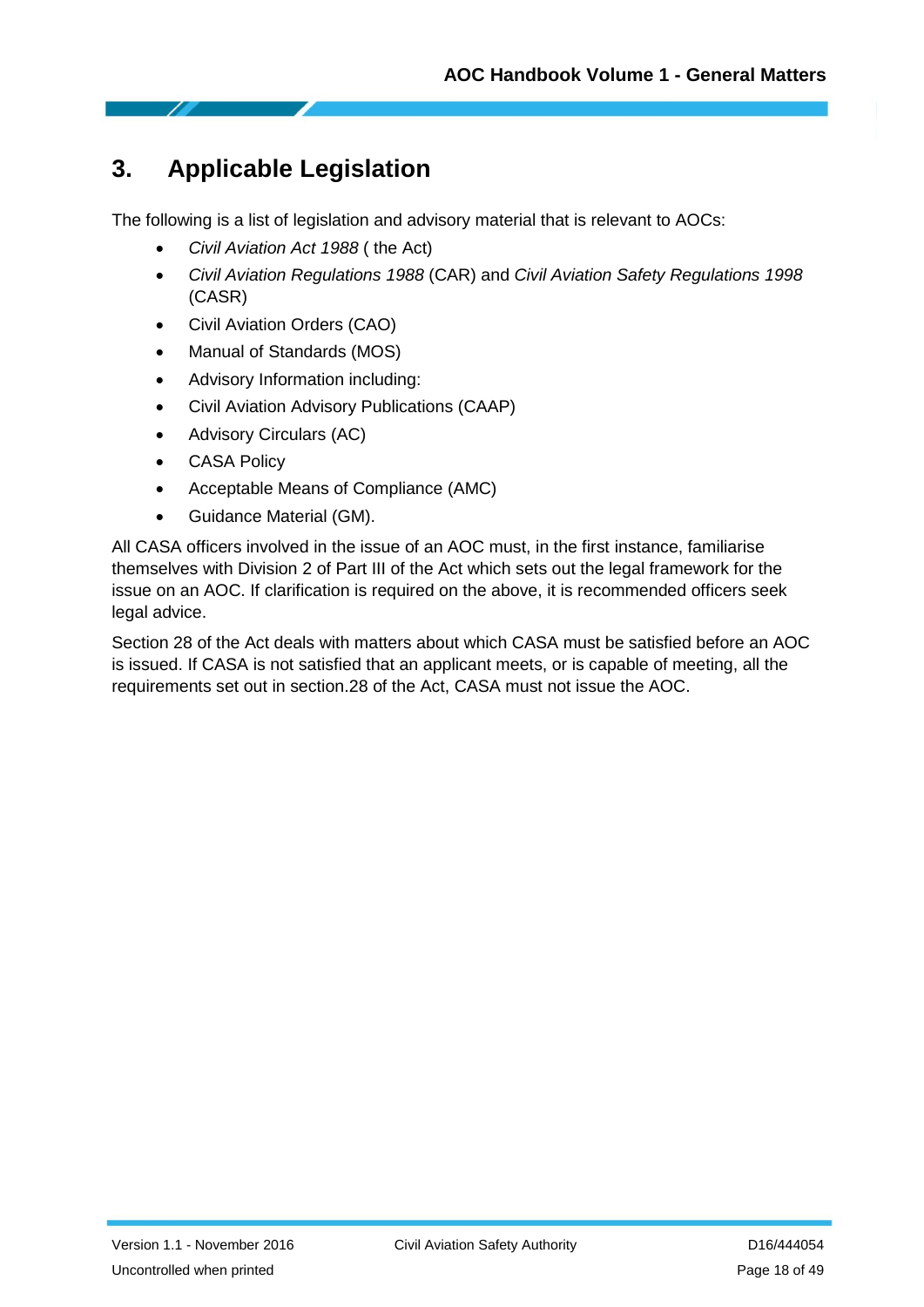# 3. Applicable Legislation

The following is a list of legislation and advisory material that is relevant to AOCs:

- *Civil Aviation Act 1988* ( the Act)
- *Civil Aviation Regulations 1988* (CAR) and *Civil Aviation Safety Regulations 1998* (CASR)
- Civil Aviation Orders (CAO)
- Manual of Standards (MOS)
- Advisory Information including:
- Civil Aviation Advisory Publications (CAAP)
- Advisory Circulars (AC)
- CASA Policy
- Acceptable Means of Compliance (AMC)
- Guidance Material (GM).

All CASA officers involved in the issue of an AOC must, in the first instance, familiarise themselves with Division 2 of Part III of the Act which sets out the legal framework for the issue on an AOC. If clarification is required on the above, it is recommended officers seek legal advice.

Section 28 of the Act deals with matters about which CASA must be satisfied before an AOC is issued. If CASA is not satisfied that an applicant meets, or is capable of meeting, all the requirements set out in section.28 of the Act, CASA must not issue the AOC.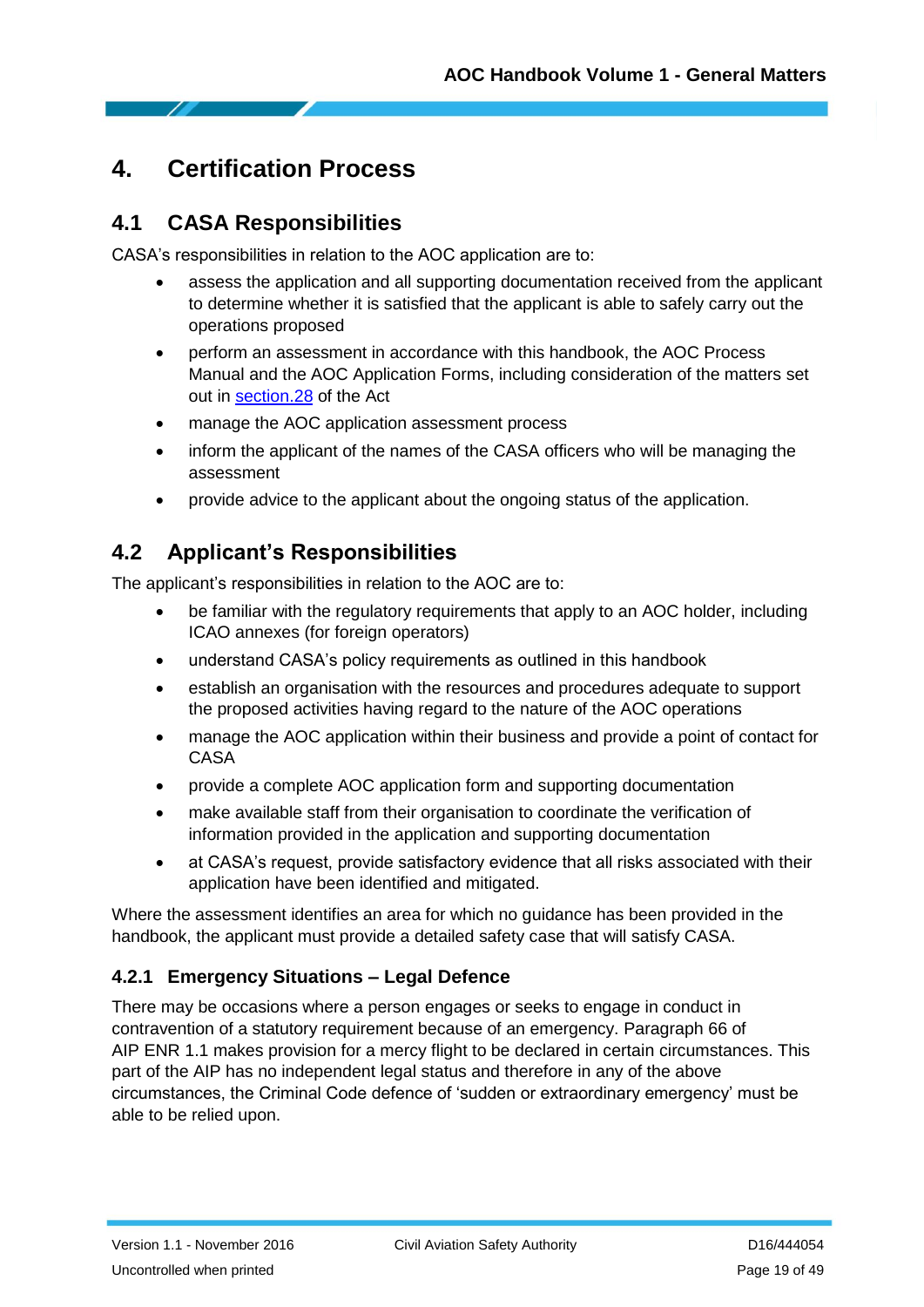# 4. Certification Process

## 4.1 CASA Responsibilities

CASA's responsibilities in relation to the AOC application are to:

- assess the application and all supporting documentation received from the applicant to determine whether it is satisfied that the applicant is able to safely carry out the operations proposed
- perform an assessment in accordance with this handbook, the AOC Process Manual and the AOC Application Forms, including consideration of the matters set out in section.28 of the Act
- manage the AOC application assessment process
- inform the applicant of the names of the CASA officers who will be managing the assessment
- provide advice to the applicant about the ongoing status of the application.

## 4.2 Applicant's Responsibilities

The applicant's responsibilities in relation to the AOC are to:

- be familiar with the regulatory requirements that apply to an AOC holder, including ICAO annexes (for foreign operators)
- understand CASA's policy requirements as outlined in this handbook
- establish an organisation with the resources and procedures adequate to support the proposed activities having regard to the nature of the AOC operations
- manage the AOC application within their business and provide a point of contact for CASA
- provide a complete AOC application form and supporting documentation
- make available staff from their organisation to coordinate the verification of information provided in the application and supporting documentation
- at CASA's request, provide satisfactory evidence that all risks associated with their application have been identified and mitigated.

Where the assessment identifies an area for which no guidance has been provided in the handbook, the applicant must provide a detailed safety case that will satisfy CASA.

### 4.2.1 Emergency Situations – Legal Defence

There may be occasions where a person engages or seeks to engage in conduct in contravention of a statutory requirement because of an emergency. Paragraph 66 of AIP ENR 1.1 makes provision for a mercy flight to be declared in certain circumstances. This part of the AIP has no independent legal status and therefore in any of the above circumstances, the Criminal Code defence of 'sudden or extraordinary emergency' must be able to be relied upon.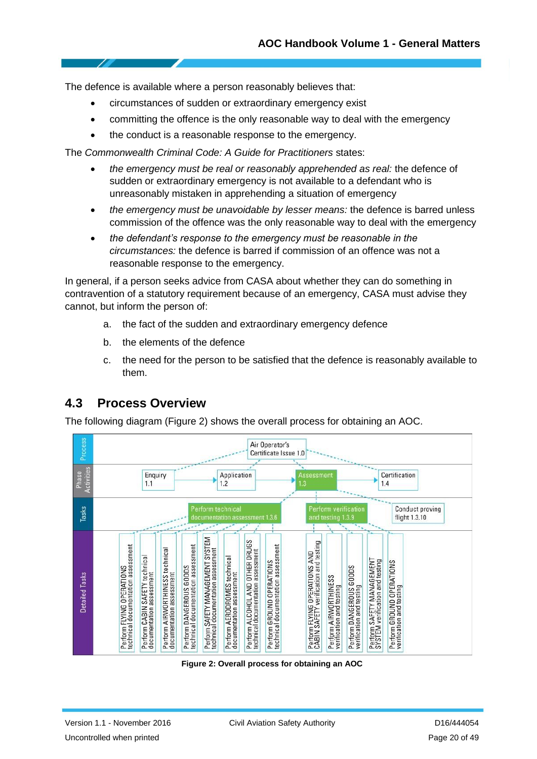The defence is available where a person reasonably believes that:

- circumstances of sudden or extraordinary emergency exist
- committing the offence is the only reasonable way to deal with the emergency
- the conduct is a reasonable response to the emergency.

The *Commonwealth Criminal Code: A Guide for Practitioners* states:

- *the emergency must be real or reasonably apprehended as real:* the defence of sudden or extraordinary emergency is not available to a defendant who is unreasonably mistaken in apprehending a situation of emergency
- *the emergency must be unavoidable by lesser means:* the defence is barred unless commission of the offence was the only reasonable way to deal with the emergency
- *the defendant's response to the emergency must be reasonable in the circumstances:* the defence is barred if commission of an offence was not a reasonable response to the emergency.

In general, if a person seeks advice from CASA about whether they can do something in contravention of a statutory requirement because of an emergency, CASA must advise they cannot, but inform the person of:

a. the fact of the sudden and extraordinary emergency defence

b. the elements of the defence

c. the need for the person to be satisfied that the defence is reasonably available to them.

## 4.3 Process Overview

The following diagram (Figure 2) shows the overall process for obtaining an AOC.

**Process:** Air Operator's Certificate Issue 1.0

**Phase Activities:** Enquiry 1.1 → Application 1.2 → Assessment 1.3 → Certification 1.4

**Tasks:** Perform technical documentation assessment 1.3.6; Perform verification and testing 1.3.9; Conduct proving flight 1.3.10

**Detailed Tasks:**

- Perform FLYING OPERATIONS technical documentation assessment
- Perform CABIN SAFETY technical documentation assessment
- Perform AIRWORTHINESS technical documentation assessment
- Perform DANGEROUS GOODS technical documentation assessment
- Perform SAFETY MANAGEMENT SYSTEM technical documentation assessment
- Perform AERODROMES technical documentation assessment
- Perform ALCOHOL AND OTHER DRUGS technical documentation assessment
- Perform GROUND OPERATIONS technical documentation assessment
- Perform FLYING OPERATIONS AND CABIN SAFETY verification and testing
- Perform AIRWORTHINESS verification and testing
- Perform DANGEROUS GOODS verification and testing
- Perform SAFETY MANAGEMENT SYSTEM verification and testing
- Perform GROUND OPERATIONS verification and testing

**Figure 2: Overall process for obtaining an AOC**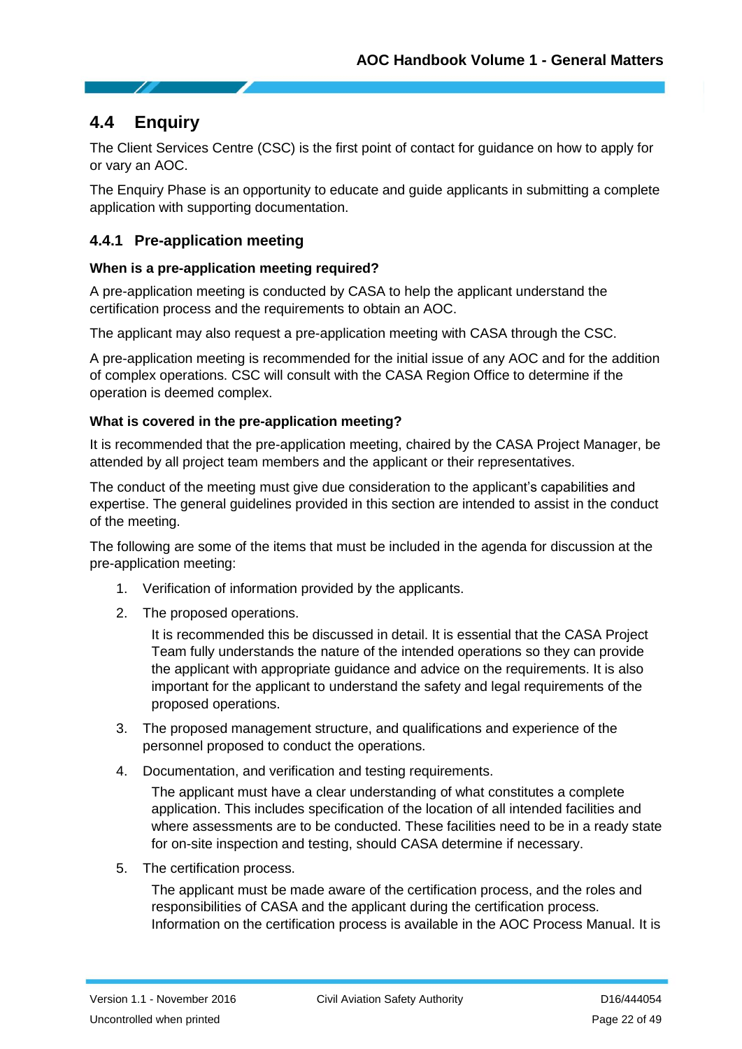## 4.4 Enquiry

The Client Services Centre (CSC) is the first point of contact for guidance on how to apply for or vary an AOC.

The Enquiry Phase is an opportunity to educate and guide applicants in submitting a complete application with supporting documentation.

### 4.4.1 Pre-application meeting

**When is a pre-application meeting required?**

A pre-application meeting is conducted by CASA to help the applicant understand the certification process and the requirements to obtain an AOC.

The applicant may also request a pre-application meeting with CASA through the CSC.

A pre-application meeting is recommended for the initial issue of any AOC and for the addition of complex operations. CSC will consult with the CASA Region Office to determine if the operation is deemed complex.

**What is covered in the pre-application meeting?**

It is recommended that the pre-application meeting, chaired by the CASA Project Manager, be attended by all project team members and the applicant or their representatives.

The conduct of the meeting must give due consideration to the applicant's capabilities and expertise. The general guidelines provided in this section are intended to assist in the conduct of the meeting.

The following are some of the items that must be included in the agenda for discussion at the pre-application meeting:

1. Verification of information provided by the applicants.
2. The proposed operations.

   It is recommended this be discussed in detail. It is essential that the CASA Project Team fully understands the nature of the intended operations so they can provide the applicant with appropriate guidance and advice on the requirements. It is also important for the applicant to understand the safety and legal requirements of the proposed operations.

3. The proposed management structure, and qualifications and experience of the personnel proposed to conduct the operations.
4. Documentation, and verification and testing requirements.

   The applicant must have a clear understanding of what constitutes a complete application. This includes specification of the location of all intended facilities and where assessments are to be conducted. These facilities need to be in a ready state for on-site inspection and testing, should CASA determine if necessary.

5. The certification process.

   The applicant must be made aware of the certification process, and the roles and responsibilities of CASA and the applicant during the certification process. Information on the certification process is available in the AOC Process Manual. It is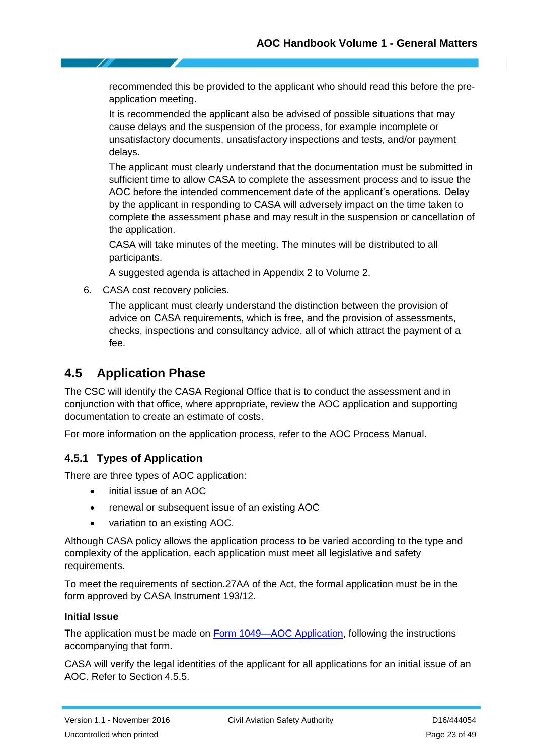recommended this be provided to the applicant who should read this before the pre-application meeting.

It is recommended the applicant also be advised of possible situations that may cause delays and the suspension of the process, for example incomplete or unsatisfactory documents, unsatisfactory inspections and tests, and/or payment delays.

The applicant must clearly understand that the documentation must be submitted in sufficient time to allow CASA to complete the assessment process and to issue the AOC before the intended commencement date of the applicant's operations. Delay by the applicant in responding to CASA will adversely impact on the time taken to complete the assessment phase and may result in the suspension or cancellation of the application.

CASA will take minutes of the meeting. The minutes will be distributed to all participants.

A suggested agenda is attached in Appendix 2 to Volume 2.

6. CASA cost recovery policies.

   The applicant must clearly understand the distinction between the provision of advice on CASA requirements, which is free, and the provision of assessments, checks, inspections and consultancy advice, all of which attract the payment of a fee.

## 4.5 Application Phase

The CSC will identify the CASA Regional Office that is to conduct the assessment and in conjunction with that office, where appropriate, review the AOC application and supporting documentation to create an estimate of costs.

For more information on the application process, refer to the AOC Process Manual.

### 4.5.1 Types of Application

There are three types of AOC application:

- initial issue of an AOC
- renewal or subsequent issue of an existing AOC
- variation to an existing AOC.

Although CASA policy allows the application process to be varied according to the type and complexity of the application, each application must meet all legislative and safety requirements.

To meet the requirements of section.27AA of the Act, the formal application must be in the form approved by CASA Instrument 193/12.

**Initial Issue**

The application must be made on [Form 1049—AOC Application](), following the instructions accompanying that form.

CASA will verify the legal identities of the applicant for all applications for an initial issue of an AOC. Refer to Section 4.5.5.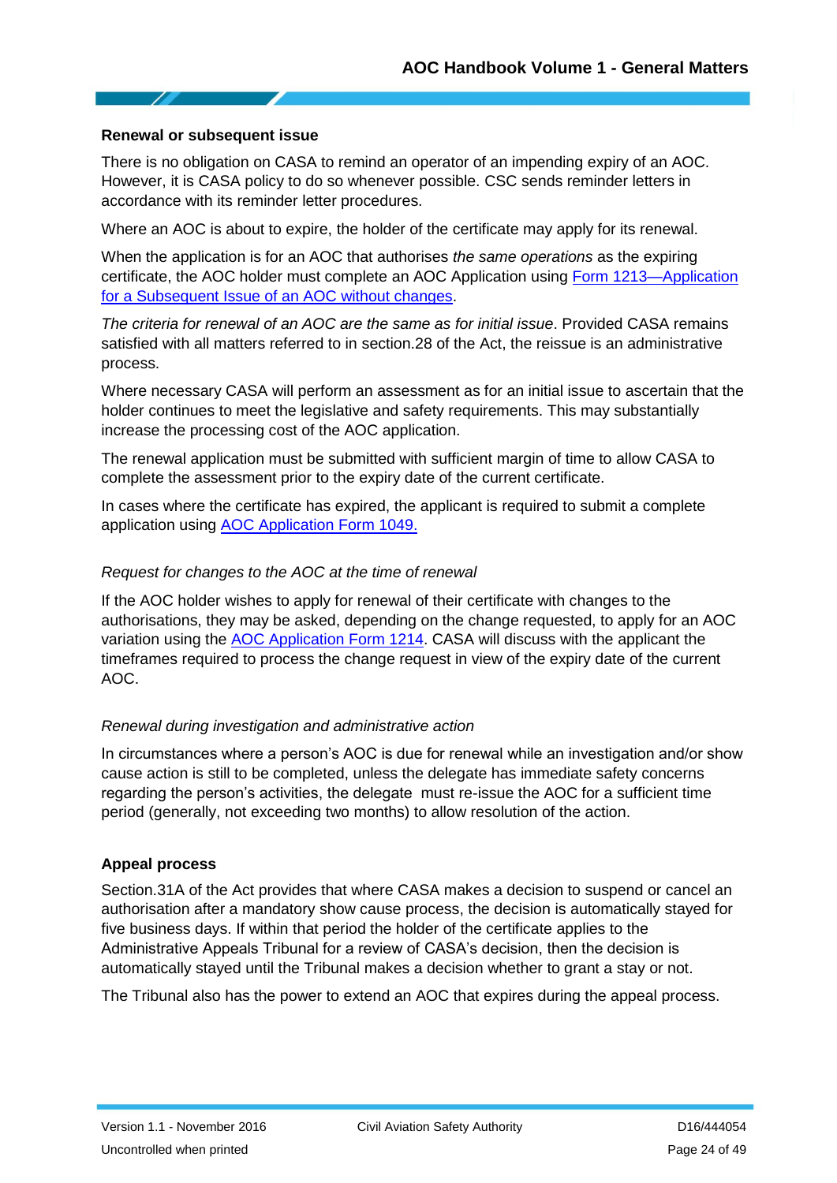### Renewal or subsequent issue

There is no obligation on CASA to remind an operator of an impending expiry of an AOC. However, it is CASA policy to do so whenever possible. CSC sends reminder letters in accordance with its reminder letter procedures.

Where an AOC is about to expire, the holder of the certificate may apply for its renewal.

When the application is for an AOC that authorises *the same operations* as the expiring certificate, the AOC holder must complete an AOC Application using Form 1213—Application for a Subsequent Issue of an AOC without changes.

*The criteria for renewal of an AOC are the same as for initial issue*. Provided CASA remains satisfied with all matters referred to in section.28 of the Act, the reissue is an administrative process.

Where necessary CASA will perform an assessment as for an initial issue to ascertain that the holder continues to meet the legislative and safety requirements. This may substantially increase the processing cost of the AOC application.

The renewal application must be submitted with sufficient margin of time to allow CASA to complete the assessment prior to the expiry date of the current certificate.

In cases where the certificate has expired, the applicant is required to submit a complete application using AOC Application Form 1049.

*Request for changes to the AOC at the time of renewal*

If the AOC holder wishes to apply for renewal of their certificate with changes to the authorisations, they may be asked, depending on the change requested, to apply for an AOC variation using the AOC Application Form 1214. CASA will discuss with the applicant the timeframes required to process the change request in view of the expiry date of the current AOC.

*Renewal during investigation and administrative action*

In circumstances where a person's AOC is due for renewal while an investigation and/or show cause action is still to be completed, unless the delegate has immediate safety concerns regarding the person's activities, the delegate must re-issue the AOC for a sufficient time period (generally, not exceeding two months) to allow resolution of the action.

### Appeal process

Section.31A of the Act provides that where CASA makes a decision to suspend or cancel an authorisation after a mandatory show cause process, the decision is automatically stayed for five business days. If within that period the holder of the certificate applies to the Administrative Appeals Tribunal for a review of CASA's decision, then the decision is automatically stayed until the Tribunal makes a decision whether to grant a stay or not.

The Tribunal also has the power to extend an AOC that expires during the appeal process.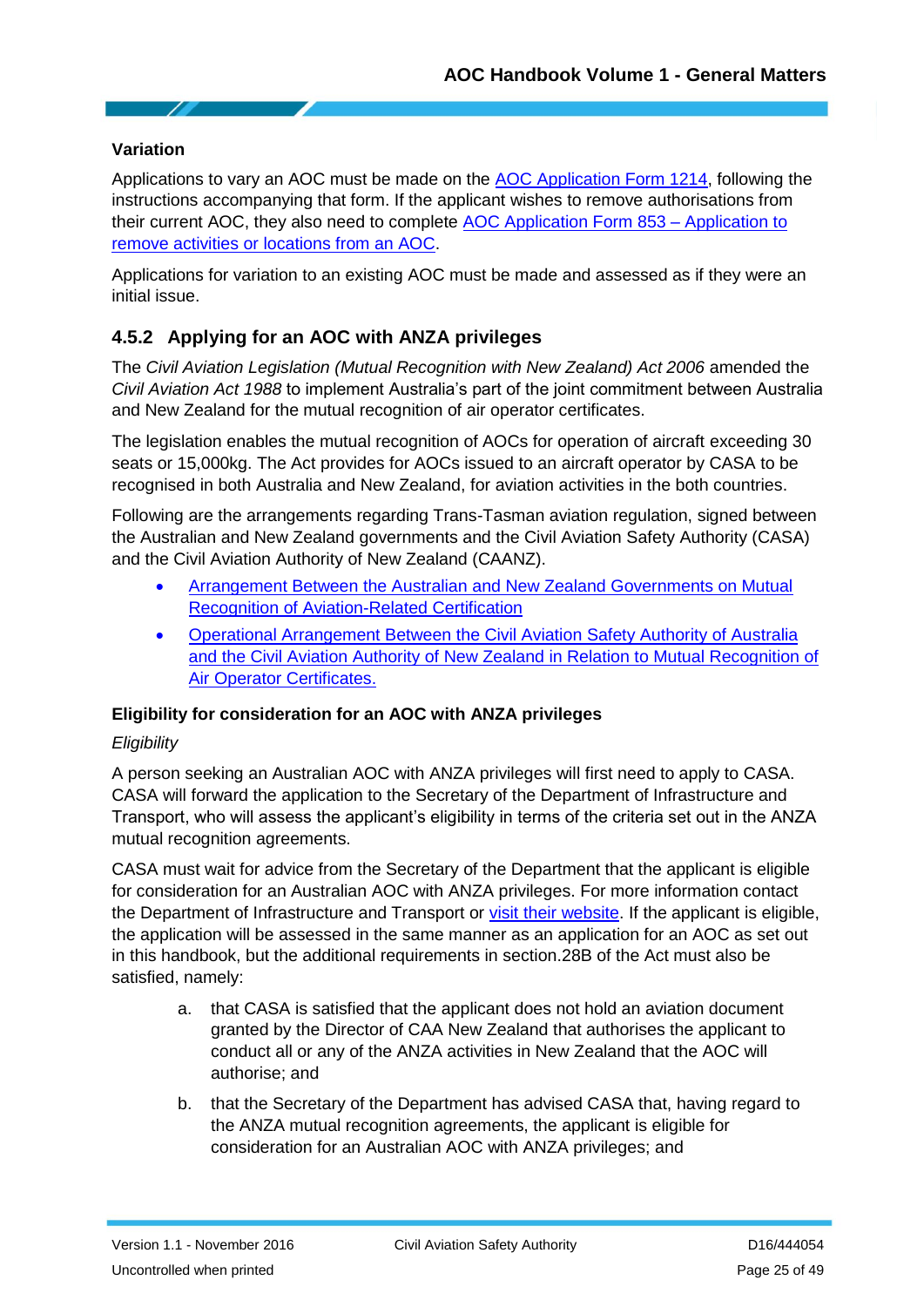**Variation**

Applications to vary an AOC must be made on the AOC Application Form 1214, following the instructions accompanying that form. If the applicant wishes to remove authorisations from their current AOC, they also need to complete AOC Application Form 853 – Application to remove activities or locations from an AOC.

Applications for variation to an existing AOC must be made and assessed as if they were an initial issue.

### 4.5.2 Applying for an AOC with ANZA privileges

The *Civil Aviation Legislation (Mutual Recognition with New Zealand) Act 2006* amended the *Civil Aviation Act 1988* to implement Australia's part of the joint commitment between Australia and New Zealand for the mutual recognition of air operator certificates.

The legislation enables the mutual recognition of AOCs for operation of aircraft exceeding 30 seats or 15,000kg. The Act provides for AOCs issued to an aircraft operator by CASA to be recognised in both Australia and New Zealand, for aviation activities in the both countries.

Following are the arrangements regarding Trans-Tasman aviation regulation, signed between the Australian and New Zealand governments and the Civil Aviation Safety Authority (CASA) and the Civil Aviation Authority of New Zealand (CAANZ).

- Arrangement Between the Australian and New Zealand Governments on Mutual Recognition of Aviation-Related Certification
- Operational Arrangement Between the Civil Aviation Safety Authority of Australia and the Civil Aviation Authority of New Zealand in Relation to Mutual Recognition of Air Operator Certificates.

**Eligibility for consideration for an AOC with ANZA privileges**

*Eligibility*

A person seeking an Australian AOC with ANZA privileges will first need to apply to CASA. CASA will forward the application to the Secretary of the Department of Infrastructure and Transport, who will assess the applicant's eligibility in terms of the criteria set out in the ANZA mutual recognition agreements.

CASA must wait for advice from the Secretary of the Department that the applicant is eligible for consideration for an Australian AOC with ANZA privileges. For more information contact the Department of Infrastructure and Transport or visit their website. If the applicant is eligible, the application will be assessed in the same manner as an application for an AOC as set out in this handbook, but the additional requirements in section.28B of the Act must also be satisfied, namely:

a. that CASA is satisfied that the applicant does not hold an aviation document granted by the Director of CAA New Zealand that authorises the applicant to conduct all or any of the ANZA activities in New Zealand that the AOC will authorise; and

b. that the Secretary of the Department has advised CASA that, having regard to the ANZA mutual recognition agreements, the applicant is eligible for consideration for an Australian AOC with ANZA privileges; and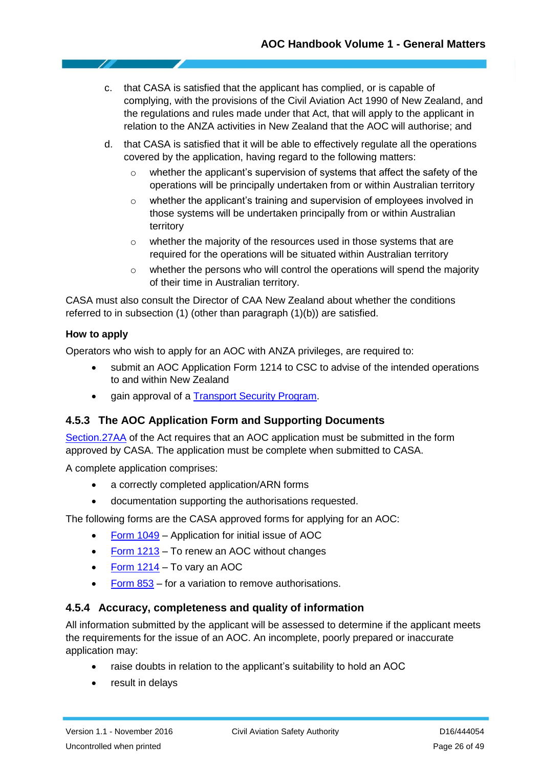c. that CASA is satisfied that the applicant has complied, or is capable of complying, with the provisions of the Civil Aviation Act 1990 of New Zealand, and the regulations and rules made under that Act, that will apply to the applicant in relation to the ANZA activities in New Zealand that the AOC will authorise; and

d. that CASA is satisfied that it will be able to effectively regulate all the operations covered by the application, having regard to the following matters:
   - whether the applicant's supervision of systems that affect the safety of the operations will be principally undertaken from or within Australian territory
   - whether the applicant's training and supervision of employees involved in those systems will be undertaken principally from or within Australian territory
   - whether the majority of the resources used in those systems that are required for the operations will be situated within Australian territory
   - whether the persons who will control the operations will spend the majority of their time in Australian territory.

CASA must also consult the Director of CAA New Zealand about whether the conditions referred to in subsection (1) (other than paragraph (1)(b)) are satisfied.

**How to apply**

Operators who wish to apply for an AOC with ANZA privileges, are required to:

- submit an AOC Application Form 1214 to CSC to advise of the intended operations to and within New Zealand
- gain approval of a Transport Security Program.

### 4.5.3 The AOC Application Form and Supporting Documents

Section.27AA of the Act requires that an AOC application must be submitted in the form approved by CASA. The application must be complete when submitted to CASA.

A complete application comprises:

- a correctly completed application/ARN forms
- documentation supporting the authorisations requested.

The following forms are the CASA approved forms for applying for an AOC:

- Form 1049 – Application for initial issue of AOC
- Form 1213 – To renew an AOC without changes
- Form 1214 – To vary an AOC
- Form 853 – for a variation to remove authorisations.

### 4.5.4 Accuracy, completeness and quality of information

All information submitted by the applicant will be assessed to determine if the applicant meets the requirements for the issue of an AOC. An incomplete, poorly prepared or inaccurate application may:

- raise doubts in relation to the applicant's suitability to hold an AOC
- result in delays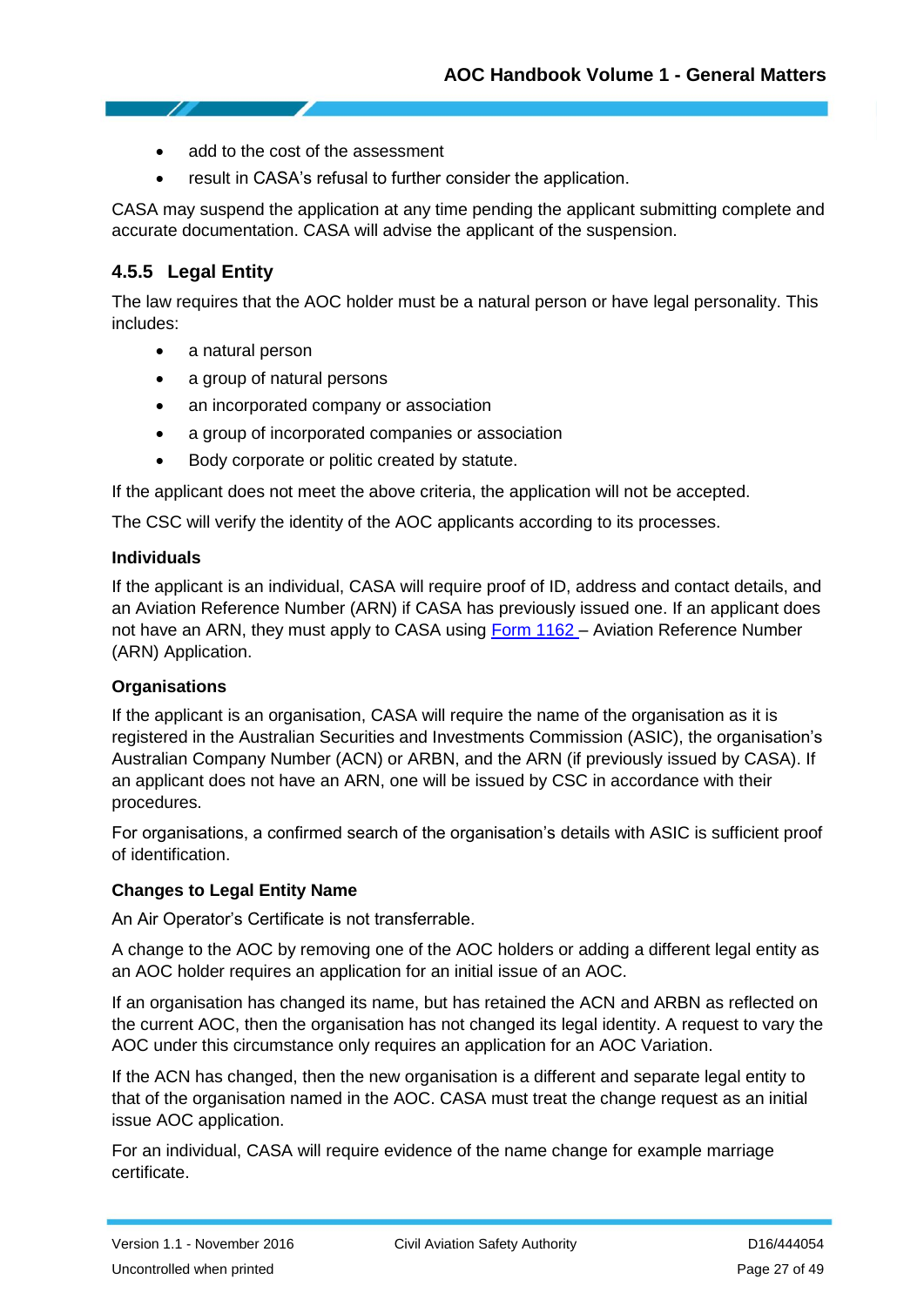- add to the cost of the assessment
- result in CASA's refusal to further consider the application.

CASA may suspend the application at any time pending the applicant submitting complete and accurate documentation. CASA will advise the applicant of the suspension.

### 4.5.5 Legal Entity

The law requires that the AOC holder must be a natural person or have legal personality. This includes:

- a natural person
- a group of natural persons
- an incorporated company or association
- a group of incorporated companies or association
- Body corporate or politic created by statute.

If the applicant does not meet the above criteria, the application will not be accepted.

The CSC will verify the identity of the AOC applicants according to its processes.

**Individuals**

If the applicant is an individual, CASA will require proof of ID, address and contact details, and an Aviation Reference Number (ARN) if CASA has previously issued one. If an applicant does not have an ARN, they must apply to CASA using Form 1162 – Aviation Reference Number (ARN) Application.

**Organisations**

If the applicant is an organisation, CASA will require the name of the organisation as it is registered in the Australian Securities and Investments Commission (ASIC), the organisation's Australian Company Number (ACN) or ARBN, and the ARN (if previously issued by CASA). If an applicant does not have an ARN, one will be issued by CSC in accordance with their procedures.

For organisations, a confirmed search of the organisation's details with ASIC is sufficient proof of identification.

**Changes to Legal Entity Name**

An Air Operator's Certificate is not transferrable.

A change to the AOC by removing one of the AOC holders or adding a different legal entity as an AOC holder requires an application for an initial issue of an AOC.

If an organisation has changed its name, but has retained the ACN and ARBN as reflected on the current AOC, then the organisation has not changed its legal identity. A request to vary the AOC under this circumstance only requires an application for an AOC Variation.

If the ACN has changed, then the new organisation is a different and separate legal entity to that of the organisation named in the AOC. CASA must treat the change request as an initial issue AOC application.

For an individual, CASA will require evidence of the name change for example marriage certificate.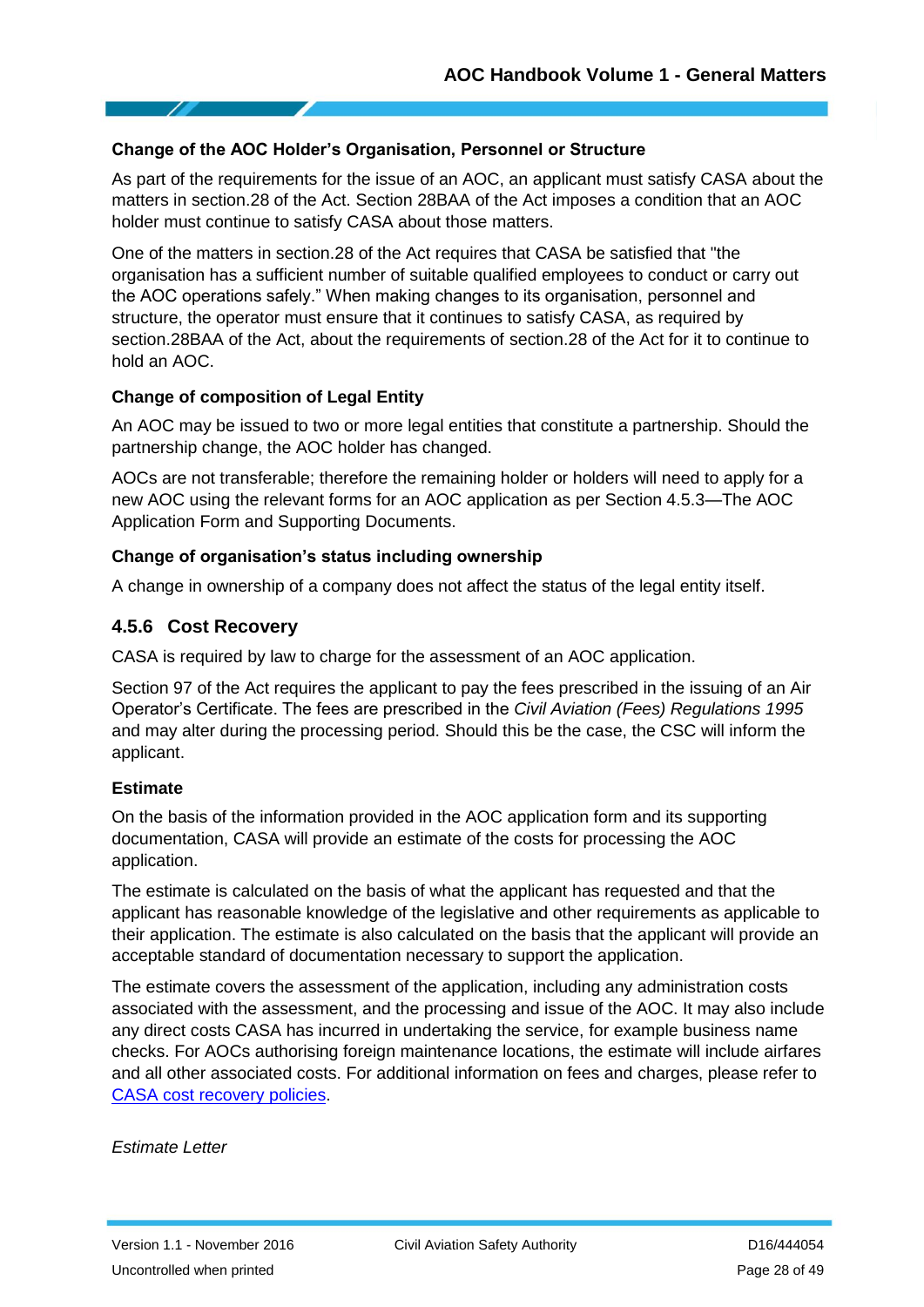#### Change of the AOC Holder's Organisation, Personnel or Structure

As part of the requirements for the issue of an AOC, an applicant must satisfy CASA about the matters in section.28 of the Act. Section 28BAA of the Act imposes a condition that an AOC holder must continue to satisfy CASA about those matters.

One of the matters in section.28 of the Act requires that CASA be satisfied that "the organisation has a sufficient number of suitable qualified employees to conduct or carry out the AOC operations safely." When making changes to its organisation, personnel and structure, the operator must ensure that it continues to satisfy CASA, as required by section.28BAA of the Act, about the requirements of section.28 of the Act for it to continue to hold an AOC.

#### Change of composition of Legal Entity

An AOC may be issued to two or more legal entities that constitute a partnership. Should the partnership change, the AOC holder has changed.

AOCs are not transferable; therefore the remaining holder or holders will need to apply for a new AOC using the relevant forms for an AOC application as per Section 4.5.3—The AOC Application Form and Supporting Documents.

#### Change of organisation's status including ownership

A change in ownership of a company does not affect the status of the legal entity itself.

### 4.5.6 Cost Recovery

CASA is required by law to charge for the assessment of an AOC application.

Section 97 of the Act requires the applicant to pay the fees prescribed in the issuing of an Air Operator's Certificate. The fees are prescribed in the *Civil Aviation (Fees) Regulations 1995* and may alter during the processing period. Should this be the case, the CSC will inform the applicant.

#### Estimate

On the basis of the information provided in the AOC application form and its supporting documentation, CASA will provide an estimate of the costs for processing the AOC application.

The estimate is calculated on the basis of what the applicant has requested and that the applicant has reasonable knowledge of the legislative and other requirements as applicable to their application. The estimate is also calculated on the basis that the applicant will provide an acceptable standard of documentation necessary to support the application.

The estimate covers the assessment of the application, including any administration costs associated with the assessment, and the processing and issue of the AOC. It may also include any direct costs CASA has incurred in undertaking the service, for example business name checks. For AOCs authorising foreign maintenance locations, the estimate will include airfares and all other associated costs. For additional information on fees and charges, please refer to CASA cost recovery policies.

*Estimate Letter*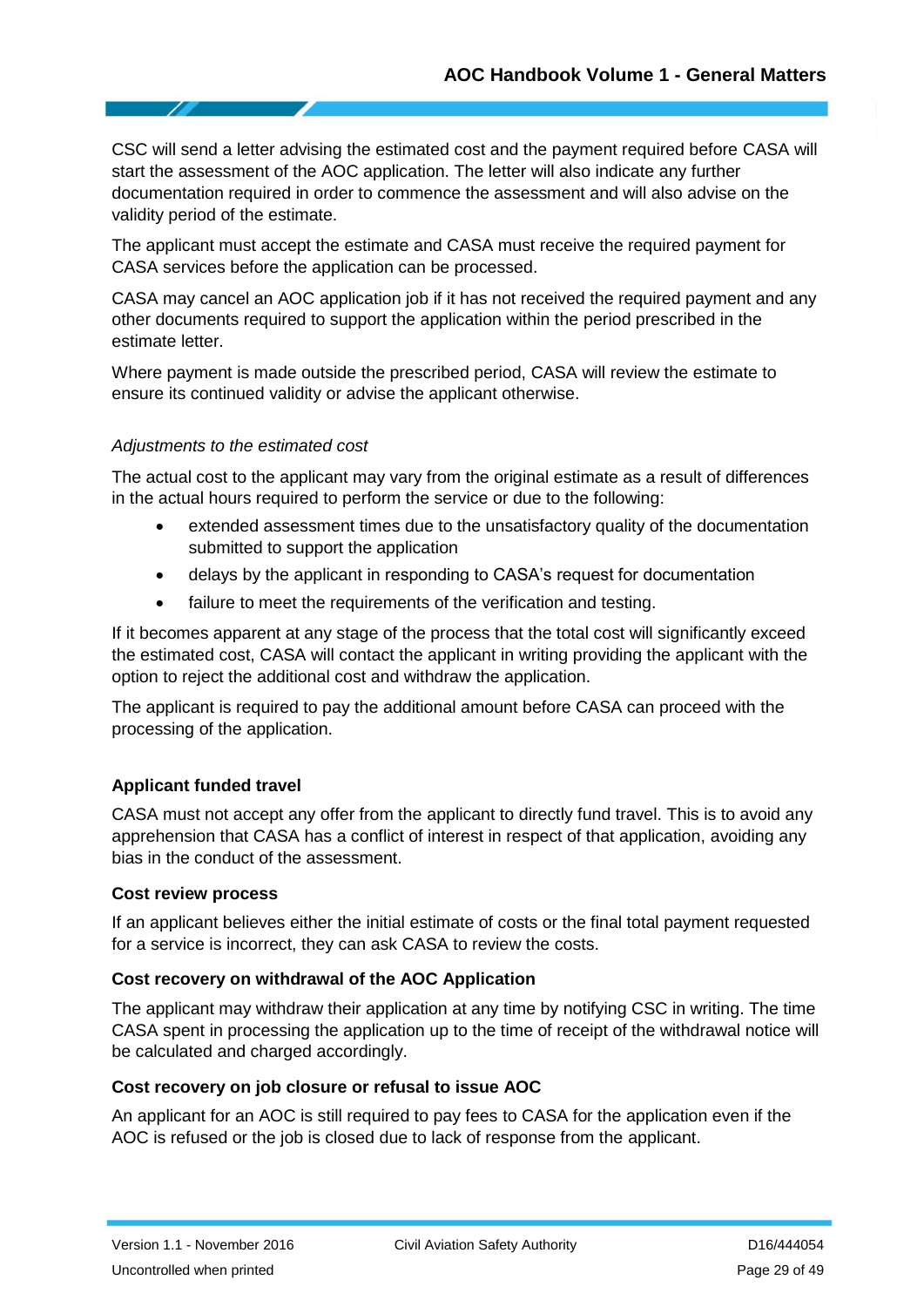CSC will send a letter advising the estimated cost and the payment required before CASA will start the assessment of the AOC application. The letter will also indicate any further documentation required in order to commence the assessment and will also advise on the validity period of the estimate.

The applicant must accept the estimate and CASA must receive the required payment for CASA services before the application can be processed.

CASA may cancel an AOC application job if it has not received the required payment and any other documents required to support the application within the period prescribed in the estimate letter.

Where payment is made outside the prescribed period, CASA will review the estimate to ensure its continued validity or advise the applicant otherwise.

*Adjustments to the estimated cost*

The actual cost to the applicant may vary from the original estimate as a result of differences in the actual hours required to perform the service or due to the following:

- extended assessment times due to the unsatisfactory quality of the documentation submitted to support the application
- delays by the applicant in responding to CASA's request for documentation
- failure to meet the requirements of the verification and testing.

If it becomes apparent at any stage of the process that the total cost will significantly exceed the estimated cost, CASA will contact the applicant in writing providing the applicant with the option to reject the additional cost and withdraw the application.

The applicant is required to pay the additional amount before CASA can proceed with the processing of the application.

**Applicant funded travel**

CASA must not accept any offer from the applicant to directly fund travel. This is to avoid any apprehension that CASA has a conflict of interest in respect of that application, avoiding any bias in the conduct of the assessment.

**Cost review process**

If an applicant believes either the initial estimate of costs or the final total payment requested for a service is incorrect, they can ask CASA to review the costs.

**Cost recovery on withdrawal of the AOC Application**

The applicant may withdraw their application at any time by notifying CSC in writing. The time CASA spent in processing the application up to the time of receipt of the withdrawal notice will be calculated and charged accordingly.

**Cost recovery on job closure or refusal to issue AOC**

An applicant for an AOC is still required to pay fees to CASA for the application even if the AOC is refused or the job is closed due to lack of response from the applicant.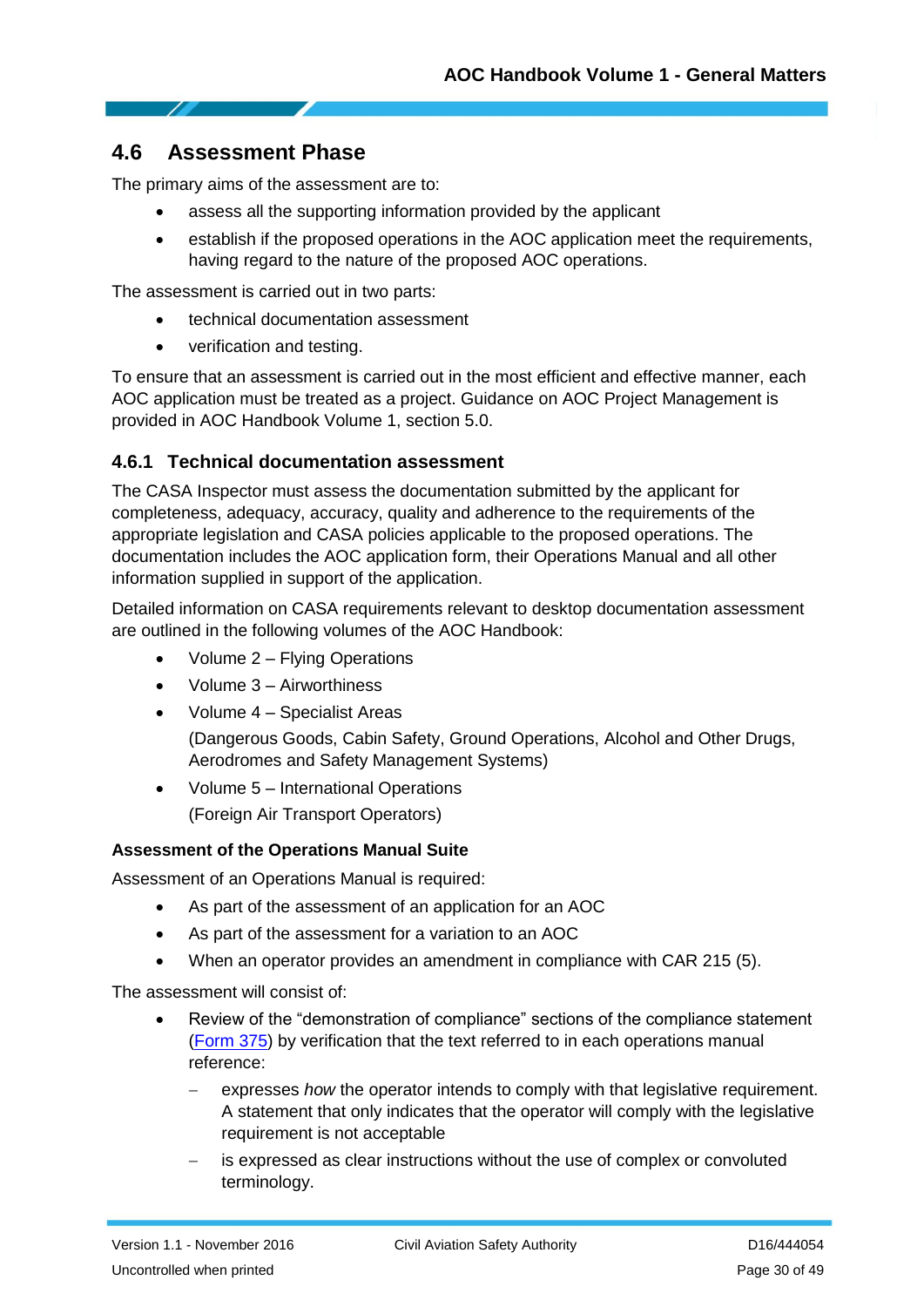## 4.6 Assessment Phase

The primary aims of the assessment are to:

- assess all the supporting information provided by the applicant
- establish if the proposed operations in the AOC application meet the requirements, having regard to the nature of the proposed AOC operations.

The assessment is carried out in two parts:

- technical documentation assessment
- verification and testing.

To ensure that an assessment is carried out in the most efficient and effective manner, each AOC application must be treated as a project. Guidance on AOC Project Management is provided in AOC Handbook Volume 1, section 5.0.

### 4.6.1 Technical documentation assessment

The CASA Inspector must assess the documentation submitted by the applicant for completeness, adequacy, accuracy, quality and adherence to the requirements of the appropriate legislation and CASA policies applicable to the proposed operations. The documentation includes the AOC application form, their Operations Manual and all other information supplied in support of the application.

Detailed information on CASA requirements relevant to desktop documentation assessment are outlined in the following volumes of the AOC Handbook:

- Volume 2 – Flying Operations
- Volume 3 – Airworthiness
- Volume 4 – Specialist Areas
  (Dangerous Goods, Cabin Safety, Ground Operations, Alcohol and Other Drugs, Aerodromes and Safety Management Systems)
- Volume 5 – International Operations
  (Foreign Air Transport Operators)

**Assessment of the Operations Manual Suite**

Assessment of an Operations Manual is required:

- As part of the assessment of an application for an AOC
- As part of the assessment for a variation to an AOC
- When an operator provides an amendment in compliance with CAR 215 (5).

The assessment will consist of:

- Review of the "demonstration of compliance" sections of the compliance statement (Form 375) by verification that the text referred to in each operations manual reference:
  - expresses *how* the operator intends to comply with that legislative requirement. A statement that only indicates that the operator will comply with the legislative requirement is not acceptable
  - is expressed as clear instructions without the use of complex or convoluted terminology.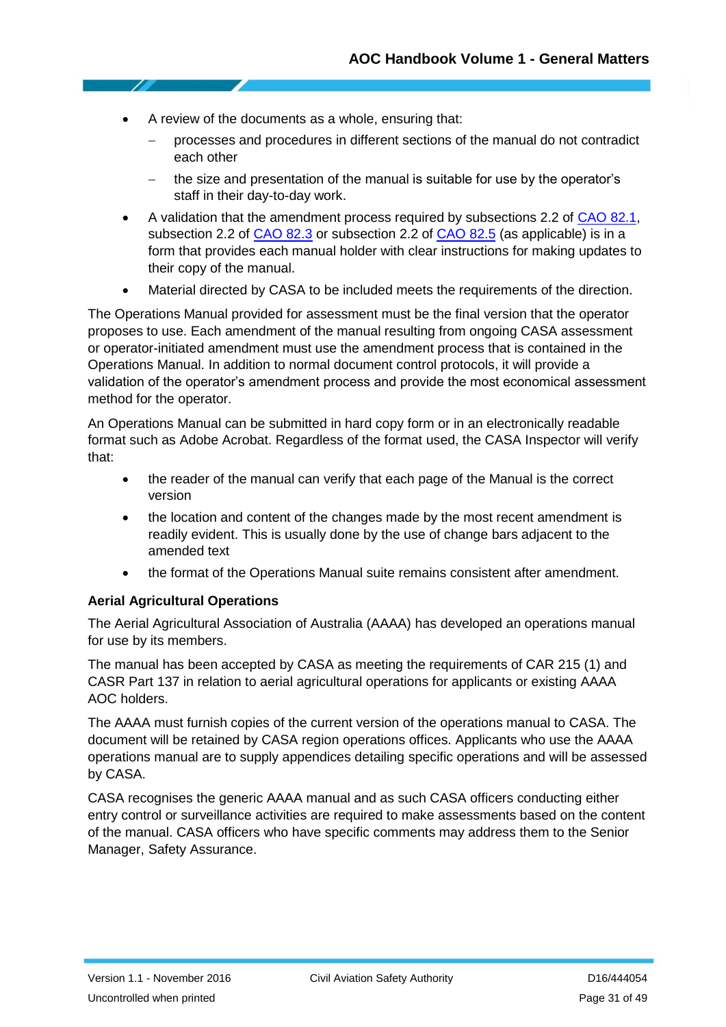- A review of the documents as a whole, ensuring that:
  - processes and procedures in different sections of the manual do not contradict each other
  - the size and presentation of the manual is suitable for use by the operator's staff in their day-to-day work.
- A validation that the amendment process required by subsections 2.2 of CAO 82.1, subsection 2.2 of CAO 82.3 or subsection 2.2 of CAO 82.5 (as applicable) is in a form that provides each manual holder with clear instructions for making updates to their copy of the manual.
- Material directed by CASA to be included meets the requirements of the direction.

The Operations Manual provided for assessment must be the final version that the operator proposes to use. Each amendment of the manual resulting from ongoing CASA assessment or operator-initiated amendment must use the amendment process that is contained in the Operations Manual. In addition to normal document control protocols, it will provide a validation of the operator's amendment process and provide the most economical assessment method for the operator.

An Operations Manual can be submitted in hard copy form or in an electronically readable format such as Adobe Acrobat. Regardless of the format used, the CASA Inspector will verify that:

- the reader of the manual can verify that each page of the Manual is the correct version
- the location and content of the changes made by the most recent amendment is readily evident. This is usually done by the use of change bars adjacent to the amended text
- the format of the Operations Manual suite remains consistent after amendment.

**Aerial Agricultural Operations**

The Aerial Agricultural Association of Australia (AAAA) has developed an operations manual for use by its members.

The manual has been accepted by CASA as meeting the requirements of CAR 215 (1) and CASR Part 137 in relation to aerial agricultural operations for applicants or existing AAAA AOC holders.

The AAAA must furnish copies of the current version of the operations manual to CASA. The document will be retained by CASA region operations offices. Applicants who use the AAAA operations manual are to supply appendices detailing specific operations and will be assessed by CASA.

CASA recognises the generic AAAA manual and as such CASA officers conducting either entry control or surveillance activities are required to make assessments based on the content of the manual. CASA officers who have specific comments may address them to the Senior Manager, Safety Assurance.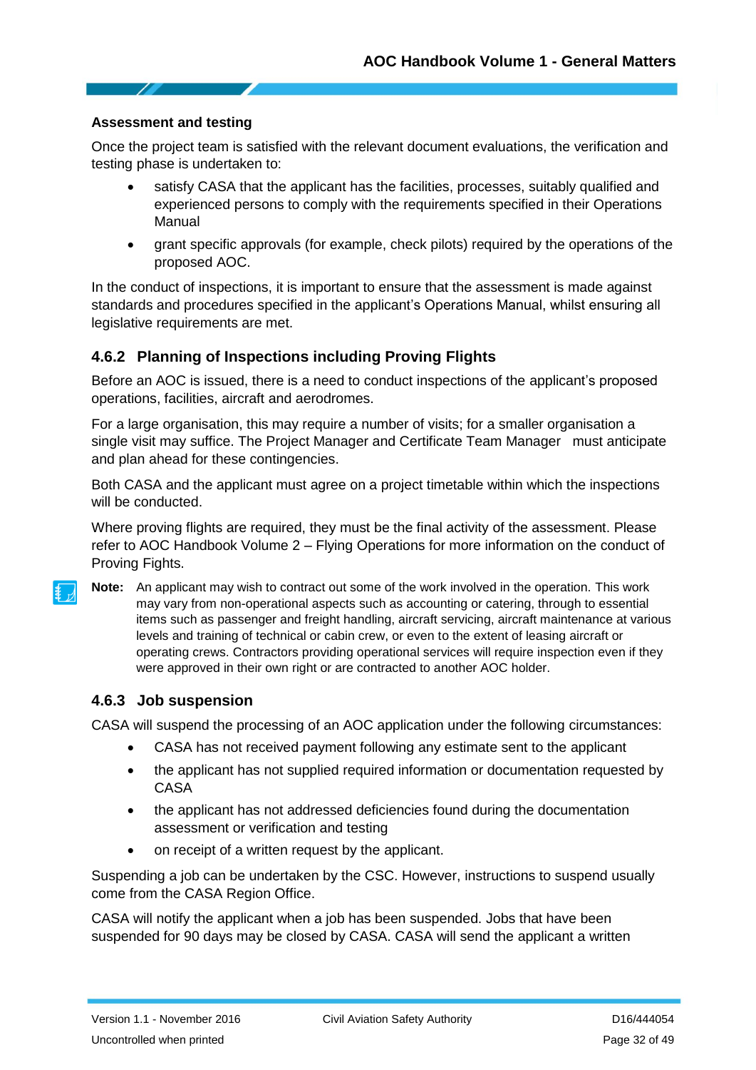**Assessment and testing**

Once the project team is satisfied with the relevant document evaluations, the verification and testing phase is undertaken to:

- satisfy CASA that the applicant has the facilities, processes, suitably qualified and experienced persons to comply with the requirements specified in their Operations Manual
- grant specific approvals (for example, check pilots) required by the operations of the proposed AOC.

In the conduct of inspections, it is important to ensure that the assessment is made against standards and procedures specified in the applicant's Operations Manual, whilst ensuring all legislative requirements are met.

### 4.6.2 Planning of Inspections including Proving Flights

Before an AOC is issued, there is a need to conduct inspections of the applicant's proposed operations, facilities, aircraft and aerodromes.

For a large organisation, this may require a number of visits; for a smaller organisation a single visit may suffice. The Project Manager and Certificate Team Manager must anticipate and plan ahead for these contingencies.

Both CASA and the applicant must agree on a project timetable within which the inspections will be conducted.

Where proving flights are required, they must be the final activity of the assessment. Please refer to AOC Handbook Volume 2 – Flying Operations for more information on the conduct of Proving Fights.

**Note:** An applicant may wish to contract out some of the work involved in the operation. This work may vary from non-operational aspects such as accounting or catering, through to essential items such as passenger and freight handling, aircraft servicing, aircraft maintenance at various levels and training of technical or cabin crew, or even to the extent of leasing aircraft or operating crews. Contractors providing operational services will require inspection even if they were approved in their own right or are contracted to another AOC holder.

### 4.6.3 Job suspension

CASA will suspend the processing of an AOC application under the following circumstances:

- CASA has not received payment following any estimate sent to the applicant
- the applicant has not supplied required information or documentation requested by CASA
- the applicant has not addressed deficiencies found during the documentation assessment or verification and testing
- on receipt of a written request by the applicant.

Suspending a job can be undertaken by the CSC. However, instructions to suspend usually come from the CASA Region Office.

CASA will notify the applicant when a job has been suspended. Jobs that have been suspended for 90 days may be closed by CASA. CASA will send the applicant a written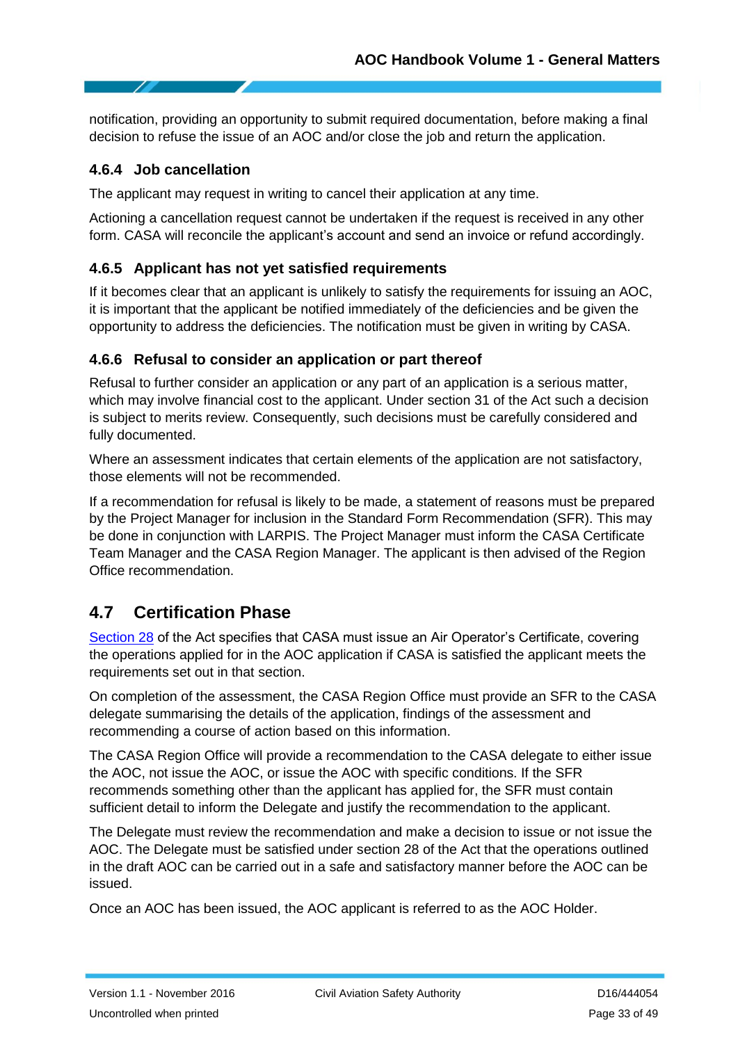notification, providing an opportunity to submit required documentation, before making a final decision to refuse the issue of an AOC and/or close the job and return the application.

### 4.6.4 Job cancellation

The applicant may request in writing to cancel their application at any time.

Actioning a cancellation request cannot be undertaken if the request is received in any other form. CASA will reconcile the applicant's account and send an invoice or refund accordingly.

### 4.6.5 Applicant has not yet satisfied requirements

If it becomes clear that an applicant is unlikely to satisfy the requirements for issuing an AOC, it is important that the applicant be notified immediately of the deficiencies and be given the opportunity to address the deficiencies. The notification must be given in writing by CASA.

### 4.6.6 Refusal to consider an application or part thereof

Refusal to further consider an application or any part of an application is a serious matter, which may involve financial cost to the applicant. Under section 31 of the Act such a decision is subject to merits review. Consequently, such decisions must be carefully considered and fully documented.

Where an assessment indicates that certain elements of the application are not satisfactory, those elements will not be recommended.

If a recommendation for refusal is likely to be made, a statement of reasons must be prepared by the Project Manager for inclusion in the Standard Form Recommendation (SFR). This may be done in conjunction with LARPIS. The Project Manager must inform the CASA Certificate Team Manager and the CASA Region Manager. The applicant is then advised of the Region Office recommendation.

## 4.7 Certification Phase

Section 28 of the Act specifies that CASA must issue an Air Operator's Certificate, covering the operations applied for in the AOC application if CASA is satisfied the applicant meets the requirements set out in that section.

On completion of the assessment, the CASA Region Office must provide an SFR to the CASA delegate summarising the details of the application, findings of the assessment and recommending a course of action based on this information.

The CASA Region Office will provide a recommendation to the CASA delegate to either issue the AOC, not issue the AOC, or issue the AOC with specific conditions. If the SFR recommends something other than the applicant has applied for, the SFR must contain sufficient detail to inform the Delegate and justify the recommendation to the applicant.

The Delegate must review the recommendation and make a decision to issue or not issue the AOC. The Delegate must be satisfied under section 28 of the Act that the operations outlined in the draft AOC can be carried out in a safe and satisfactory manner before the AOC can be issued.

Once an AOC has been issued, the AOC applicant is referred to as the AOC Holder.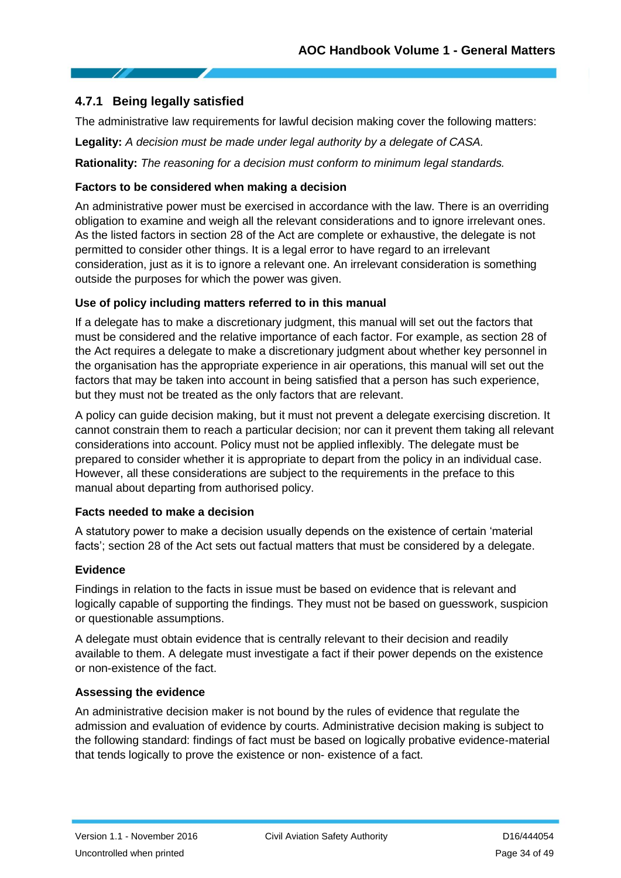### 4.7.1 Being legally satisfied

The administrative law requirements for lawful decision making cover the following matters:

**Legality:** *A decision must be made under legal authority by a delegate of CASA.*

**Rationality:** *The reasoning for a decision must conform to minimum legal standards.*

#### Factors to be considered when making a decision

An administrative power must be exercised in accordance with the law. There is an overriding obligation to examine and weigh all the relevant considerations and to ignore irrelevant ones. As the listed factors in section 28 of the Act are complete or exhaustive, the delegate is not permitted to consider other things. It is a legal error to have regard to an irrelevant consideration, just as it is to ignore a relevant one. An irrelevant consideration is something outside the purposes for which the power was given.

#### Use of policy including matters referred to in this manual

If a delegate has to make a discretionary judgment, this manual will set out the factors that must be considered and the relative importance of each factor. For example, as section 28 of the Act requires a delegate to make a discretionary judgment about whether key personnel in the organisation has the appropriate experience in air operations, this manual will set out the factors that may be taken into account in being satisfied that a person has such experience, but they must not be treated as the only factors that are relevant.

A policy can guide decision making, but it must not prevent a delegate exercising discretion. It cannot constrain them to reach a particular decision; nor can it prevent them taking all relevant considerations into account. Policy must not be applied inflexibly. The delegate must be prepared to consider whether it is appropriate to depart from the policy in an individual case. However, all these considerations are subject to the requirements in the preface to this manual about departing from authorised policy.

#### Facts needed to make a decision

A statutory power to make a decision usually depends on the existence of certain 'material facts'; section 28 of the Act sets out factual matters that must be considered by a delegate.

#### Evidence

Findings in relation to the facts in issue must be based on evidence that is relevant and logically capable of supporting the findings. They must not be based on guesswork, suspicion or questionable assumptions.

A delegate must obtain evidence that is centrally relevant to their decision and readily available to them. A delegate must investigate a fact if their power depends on the existence or non-existence of the fact.

#### Assessing the evidence

An administrative decision maker is not bound by the rules of evidence that regulate the admission and evaluation of evidence by courts. Administrative decision making is subject to the following standard: findings of fact must be based on logically probative evidence-material that tends logically to prove the existence or non- existence of a fact.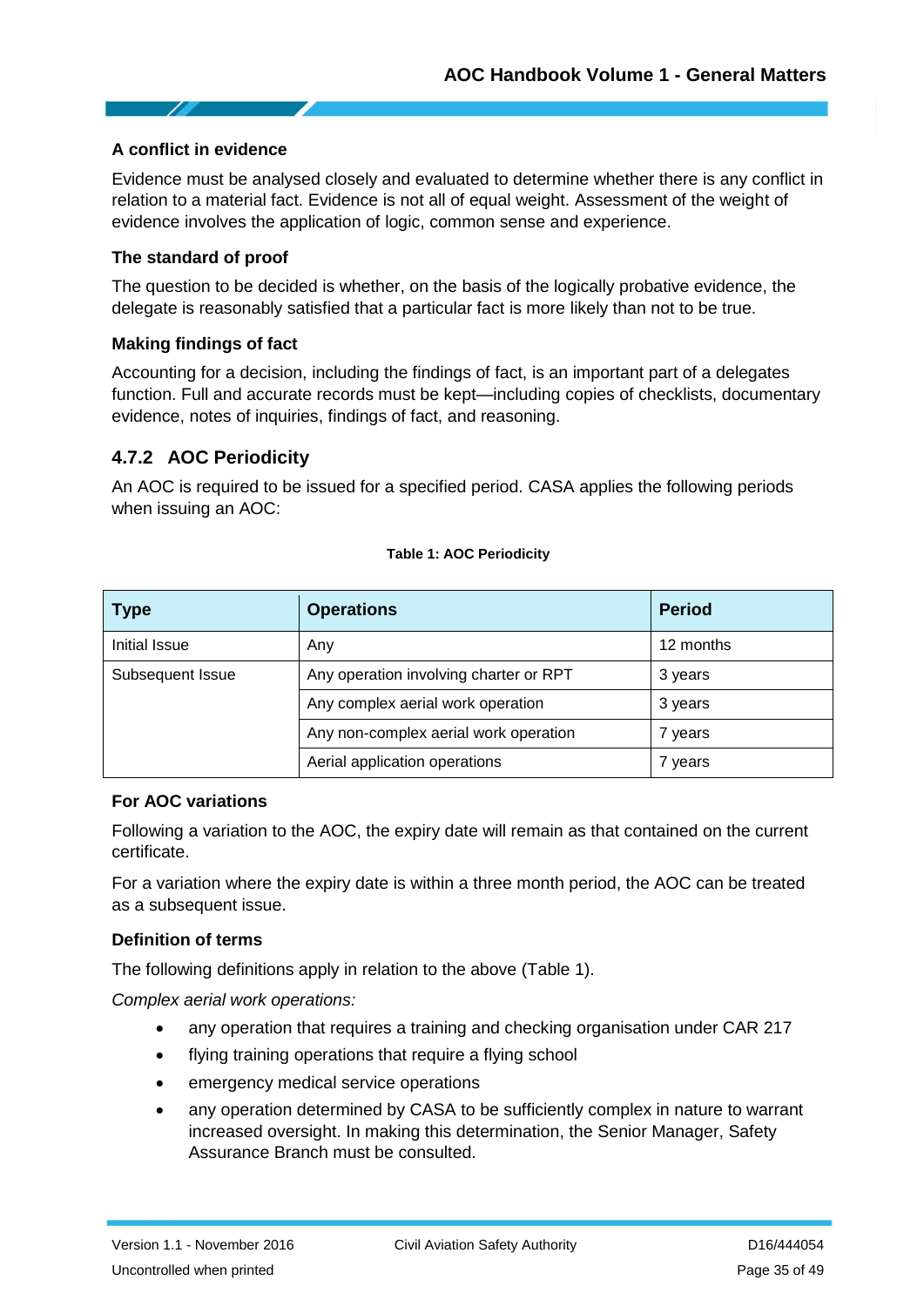#### A conflict in evidence

Evidence must be analysed closely and evaluated to determine whether there is any conflict in relation to a material fact. Evidence is not all of equal weight. Assessment of the weight of evidence involves the application of logic, common sense and experience.

#### The standard of proof

The question to be decided is whether, on the basis of the logically probative evidence, the delegate is reasonably satisfied that a particular fact is more likely than not to be true.

#### Making findings of fact

Accounting for a decision, including the findings of fact, is an important part of a delegates function. Full and accurate records must be kept—including copies of checklists, documentary evidence, notes of inquiries, findings of fact, and reasoning.

### 4.7.2 AOC Periodicity

An AOC is required to be issued for a specified period. CASA applies the following periods when issuing an AOC:

**Table 1: AOC Periodicity**

| Type | Operations | Period |
| --- | --- | --- |
| Initial Issue | Any | 12 months |
| Subsequent Issue | Any operation involving charter or RPT | 3 years |
| | Any complex aerial work operation | 3 years |
| | Any non-complex aerial work operation | 7 years |
| | Aerial application operations | 7 years |

#### For AOC variations

Following a variation to the AOC, the expiry date will remain as that contained on the current certificate.

For a variation where the expiry date is within a three month period, the AOC can be treated as a subsequent issue.

#### Definition of terms

The following definitions apply in relation to the above (Table 1).

*Complex aerial work operations:*

- any operation that requires a training and checking organisation under CAR 217
- flying training operations that require a flying school
- emergency medical service operations
- any operation determined by CASA to be sufficiently complex in nature to warrant increased oversight. In making this determination, the Senior Manager, Safety Assurance Branch must be consulted.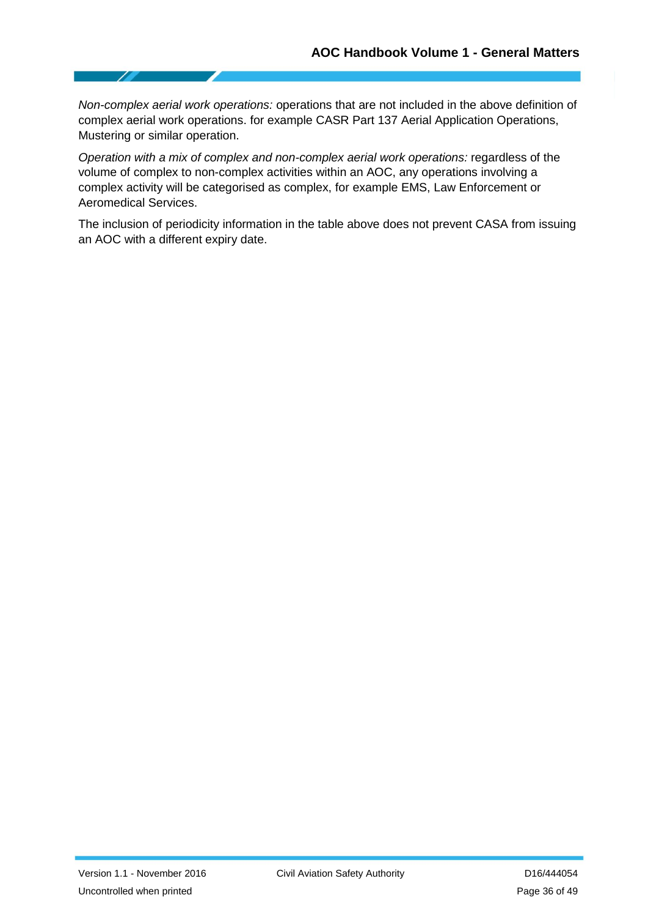*Non-complex aerial work operations:* operations that are not included in the above definition of complex aerial work operations. for example CASR Part 137 Aerial Application Operations, Mustering or similar operation.

*Operation with a mix of complex and non-complex aerial work operations:* regardless of the volume of complex to non-complex activities within an AOC, any operations involving a complex activity will be categorised as complex, for example EMS, Law Enforcement or Aeromedical Services.

The inclusion of periodicity information in the table above does not prevent CASA from issuing an AOC with a different expiry date.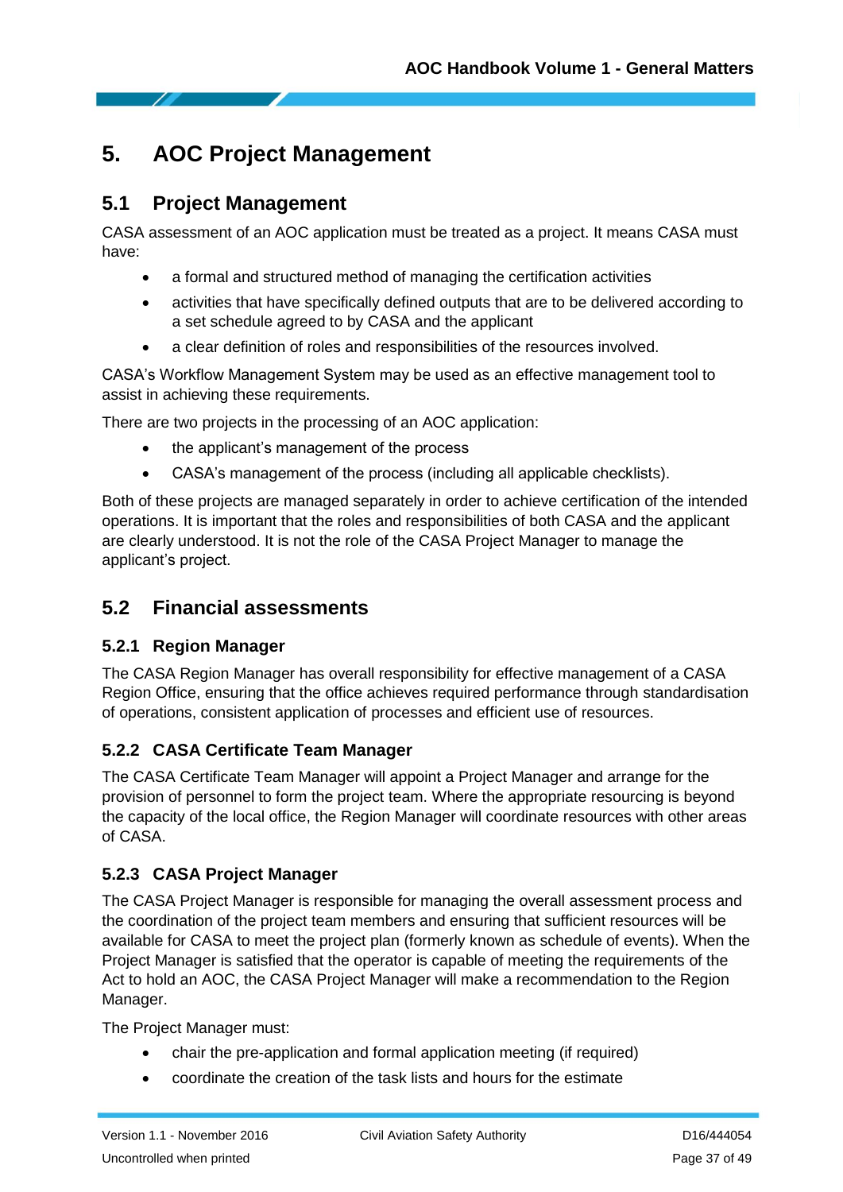# 5. AOC Project Management

## 5.1 Project Management

CASA assessment of an AOC application must be treated as a project. It means CASA must have:

- a formal and structured method of managing the certification activities
- activities that have specifically defined outputs that are to be delivered according to a set schedule agreed to by CASA and the applicant
- a clear definition of roles and responsibilities of the resources involved.

CASA's Workflow Management System may be used as an effective management tool to assist in achieving these requirements.

There are two projects in the processing of an AOC application:

- the applicant's management of the process
- CASA's management of the process (including all applicable checklists).

Both of these projects are managed separately in order to achieve certification of the intended operations. It is important that the roles and responsibilities of both CASA and the applicant are clearly understood. It is not the role of the CASA Project Manager to manage the applicant's project.

## 5.2 Financial assessments

### 5.2.1 Region Manager

The CASA Region Manager has overall responsibility for effective management of a CASA Region Office, ensuring that the office achieves required performance through standardisation of operations, consistent application of processes and efficient use of resources.

### 5.2.2 CASA Certificate Team Manager

The CASA Certificate Team Manager will appoint a Project Manager and arrange for the provision of personnel to form the project team. Where the appropriate resourcing is beyond the capacity of the local office, the Region Manager will coordinate resources with other areas of CASA.

### 5.2.3 CASA Project Manager

The CASA Project Manager is responsible for managing the overall assessment process and the coordination of the project team members and ensuring that sufficient resources will be available for CASA to meet the project plan (formerly known as schedule of events). When the Project Manager is satisfied that the operator is capable of meeting the requirements of the Act to hold an AOC, the CASA Project Manager will make a recommendation to the Region Manager.

The Project Manager must:

- chair the pre-application and formal application meeting (if required)
- coordinate the creation of the task lists and hours for the estimate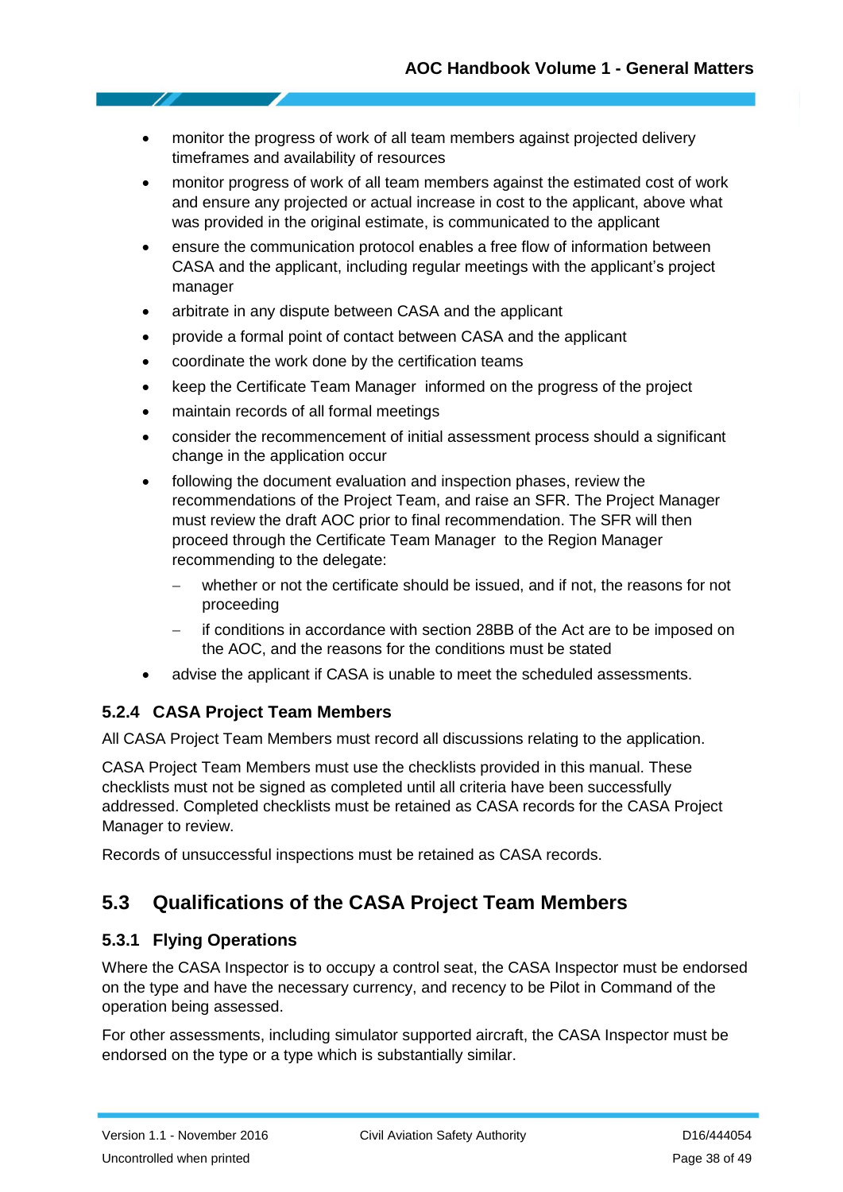- monitor the progress of work of all team members against projected delivery timeframes and availability of resources
- monitor progress of work of all team members against the estimated cost of work and ensure any projected or actual increase in cost to the applicant, above what was provided in the original estimate, is communicated to the applicant
- ensure the communication protocol enables a free flow of information between CASA and the applicant, including regular meetings with the applicant's project manager
- arbitrate in any dispute between CASA and the applicant
- provide a formal point of contact between CASA and the applicant
- coordinate the work done by the certification teams
- keep the Certificate Team Manager informed on the progress of the project
- maintain records of all formal meetings
- consider the recommencement of initial assessment process should a significant change in the application occur
- following the document evaluation and inspection phases, review the recommendations of the Project Team, and raise an SFR. The Project Manager must review the draft AOC prior to final recommendation. The SFR will then proceed through the Certificate Team Manager to the Region Manager recommending to the delegate:
  - whether or not the certificate should be issued, and if not, the reasons for not proceeding
  - if conditions in accordance with section 28BB of the Act are to be imposed on the AOC, and the reasons for the conditions must be stated
- advise the applicant if CASA is unable to meet the scheduled assessments.

### 5.2.4 CASA Project Team Members

All CASA Project Team Members must record all discussions relating to the application.

CASA Project Team Members must use the checklists provided in this manual. These checklists must not be signed as completed until all criteria have been successfully addressed. Completed checklists must be retained as CASA records for the CASA Project Manager to review.

Records of unsuccessful inspections must be retained as CASA records.

## 5.3 Qualifications of the CASA Project Team Members

### 5.3.1 Flying Operations

Where the CASA Inspector is to occupy a control seat, the CASA Inspector must be endorsed on the type and have the necessary currency, and recency to be Pilot in Command of the operation being assessed.

For other assessments, including simulator supported aircraft, the CASA Inspector must be endorsed on the type or a type which is substantially similar.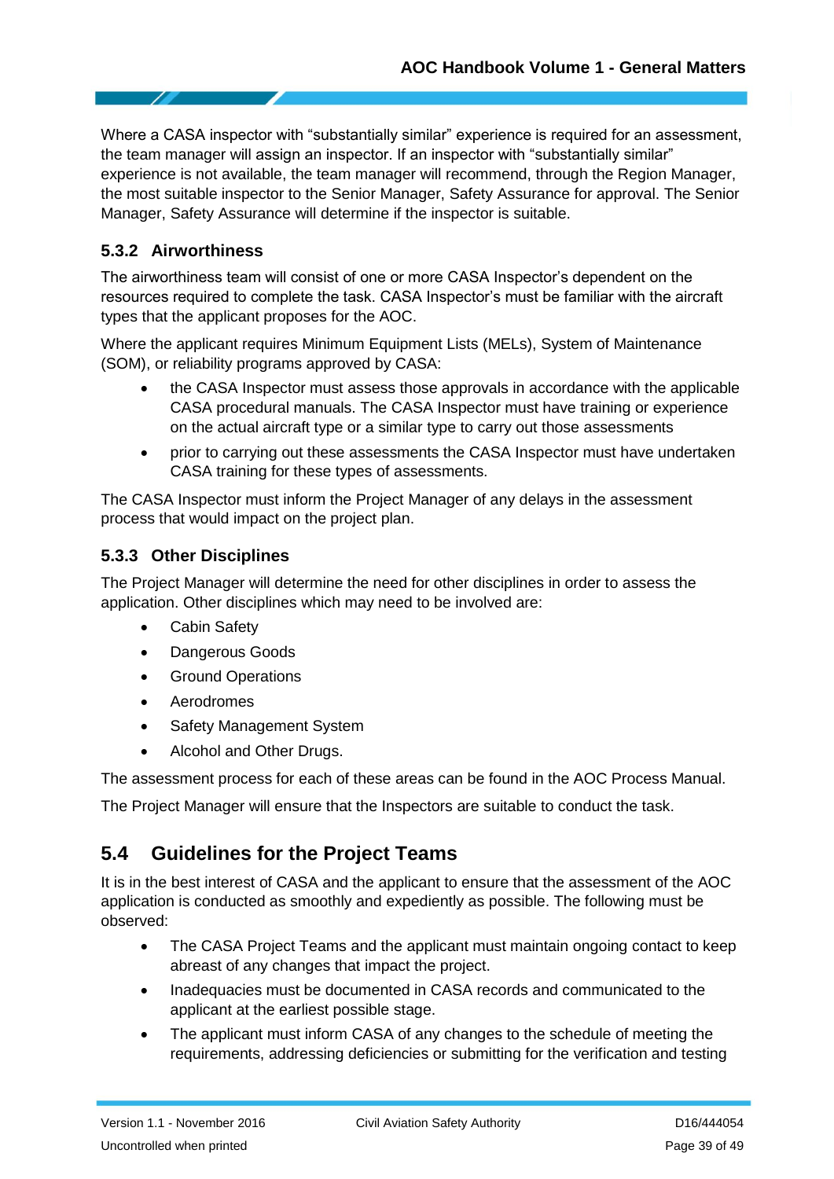Where a CASA inspector with “substantially similar” experience is required for an assessment, the team manager will assign an inspector. If an inspector with “substantially similar” experience is not available, the team manager will recommend, through the Region Manager, the most suitable inspector to the Senior Manager, Safety Assurance for approval. The Senior Manager, Safety Assurance will determine if the inspector is suitable.

### 5.3.2 Airworthiness

The airworthiness team will consist of one or more CASA Inspector’s dependent on the resources required to complete the task. CASA Inspector’s must be familiar with the aircraft types that the applicant proposes for the AOC.

Where the applicant requires Minimum Equipment Lists (MELs), System of Maintenance (SOM), or reliability programs approved by CASA:

- the CASA Inspector must assess those approvals in accordance with the applicable CASA procedural manuals. The CASA Inspector must have training or experience on the actual aircraft type or a similar type to carry out those assessments
- prior to carrying out these assessments the CASA Inspector must have undertaken CASA training for these types of assessments.

The CASA Inspector must inform the Project Manager of any delays in the assessment process that would impact on the project plan.

### 5.3.3 Other Disciplines

The Project Manager will determine the need for other disciplines in order to assess the application. Other disciplines which may need to be involved are:

- Cabin Safety
- Dangerous Goods
- Ground Operations
- Aerodromes
- Safety Management System
- Alcohol and Other Drugs.

The assessment process for each of these areas can be found in the AOC Process Manual.

The Project Manager will ensure that the Inspectors are suitable to conduct the task.

## 5.4 Guidelines for the Project Teams

It is in the best interest of CASA and the applicant to ensure that the assessment of the AOC application is conducted as smoothly and expediently as possible. The following must be observed:

- The CASA Project Teams and the applicant must maintain ongoing contact to keep abreast of any changes that impact the project.
- Inadequacies must be documented in CASA records and communicated to the applicant at the earliest possible stage.
- The applicant must inform CASA of any changes to the schedule of meeting the requirements, addressing deficiencies or submitting for the verification and testing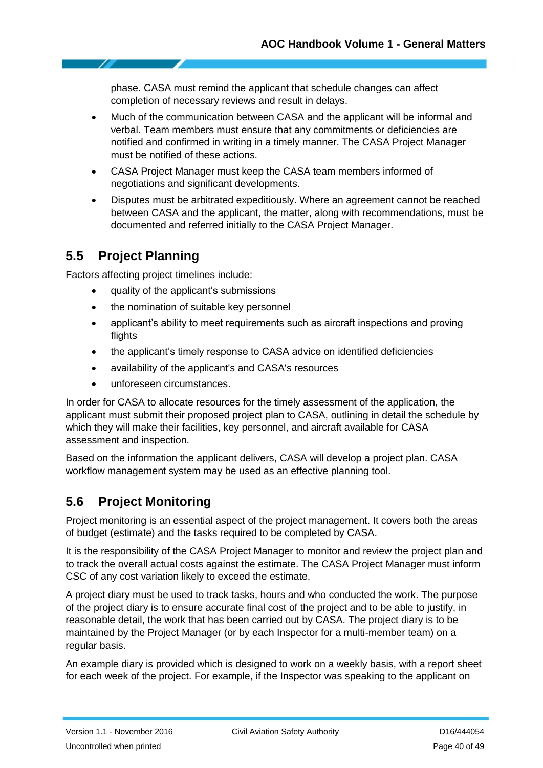phase. CASA must remind the applicant that schedule changes can affect completion of necessary reviews and result in delays.

- Much of the communication between CASA and the applicant will be informal and verbal. Team members must ensure that any commitments or deficiencies are notified and confirmed in writing in a timely manner. The CASA Project Manager must be notified of these actions.
- CASA Project Manager must keep the CASA team members informed of negotiations and significant developments.
- Disputes must be arbitrated expeditiously. Where an agreement cannot be reached between CASA and the applicant, the matter, along with recommendations, must be documented and referred initially to the CASA Project Manager.

## 5.5 Project Planning

Factors affecting project timelines include:

- quality of the applicant's submissions
- the nomination of suitable key personnel
- applicant's ability to meet requirements such as aircraft inspections and proving flights
- the applicant's timely response to CASA advice on identified deficiencies
- availability of the applicant's and CASA's resources
- unforeseen circumstances.

In order for CASA to allocate resources for the timely assessment of the application, the applicant must submit their proposed project plan to CASA, outlining in detail the schedule by which they will make their facilities, key personnel, and aircraft available for CASA assessment and inspection.

Based on the information the applicant delivers, CASA will develop a project plan. CASA workflow management system may be used as an effective planning tool.

## 5.6 Project Monitoring

Project monitoring is an essential aspect of the project management. It covers both the areas of budget (estimate) and the tasks required to be completed by CASA.

It is the responsibility of the CASA Project Manager to monitor and review the project plan and to track the overall actual costs against the estimate. The CASA Project Manager must inform CSC of any cost variation likely to exceed the estimate.

A project diary must be used to track tasks, hours and who conducted the work. The purpose of the project diary is to ensure accurate final cost of the project and to be able to justify, in reasonable detail, the work that has been carried out by CASA. The project diary is to be maintained by the Project Manager (or by each Inspector for a multi-member team) on a regular basis.

An example diary is provided which is designed to work on a weekly basis, with a report sheet for each week of the project. For example, if the Inspector was speaking to the applicant on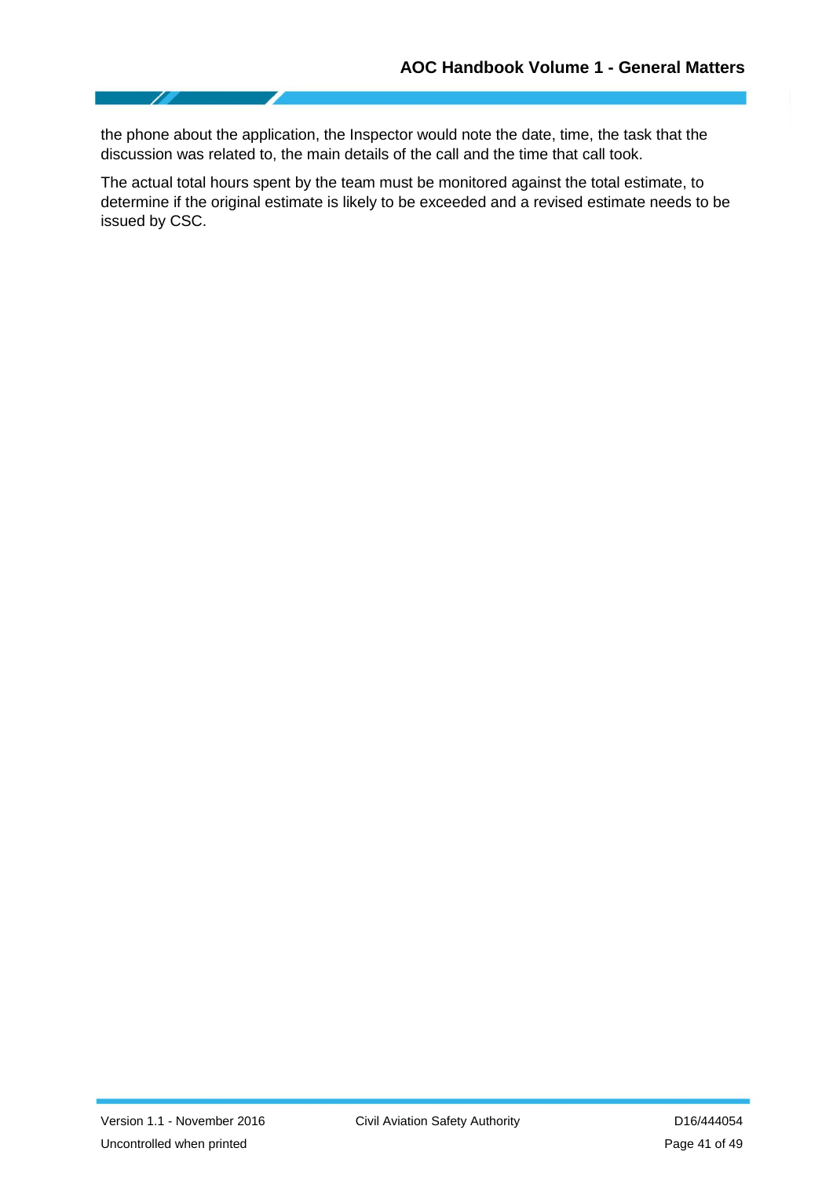the phone about the application, the Inspector would note the date, time, the task that the discussion was related to, the main details of the call and the time that call took.

The actual total hours spent by the team must be monitored against the total estimate, to determine if the original estimate is likely to be exceeded and a revised estimate needs to be issued by CSC.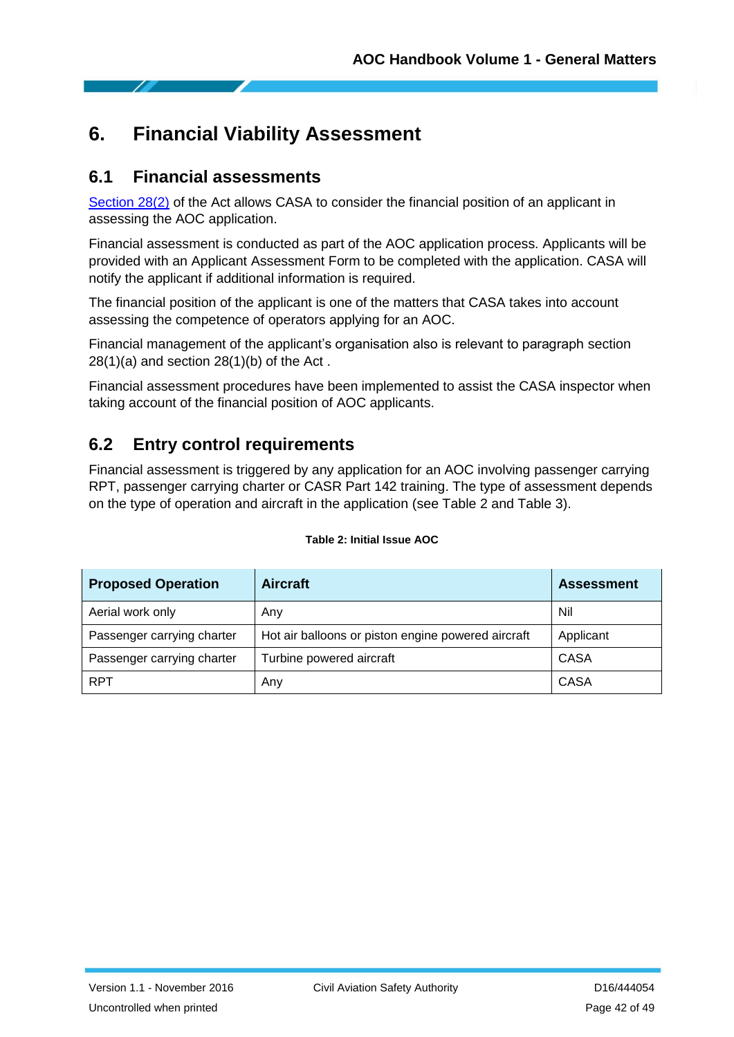# 6. Financial Viability Assessment

## 6.1 Financial assessments

Section 28(2) of the Act allows CASA to consider the financial position of an applicant in assessing the AOC application.

Financial assessment is conducted as part of the AOC application process. Applicants will be provided with an Applicant Assessment Form to be completed with the application. CASA will notify the applicant if additional information is required.

The financial position of the applicant is one of the matters that CASA takes into account assessing the competence of operators applying for an AOC.

Financial management of the applicant's organisation also is relevant to paragraph section 28(1)(a) and section 28(1)(b) of the Act .

Financial assessment procedures have been implemented to assist the CASA inspector when taking account of the financial position of AOC applicants.

## 6.2 Entry control requirements

Financial assessment is triggered by any application for an AOC involving passenger carrying RPT, passenger carrying charter or CASR Part 142 training. The type of assessment depends on the type of operation and aircraft in the application (see Table 2 and Table 3).

**Table 2: Initial Issue AOC**

| Proposed Operation | Aircraft | Assessment |
|---|---|---|
| Aerial work only | Any | Nil |
| Passenger carrying charter | Hot air balloons or piston engine powered aircraft | Applicant |
| Passenger carrying charter | Turbine powered aircraft | CASA |
| RPT | Any | CASA |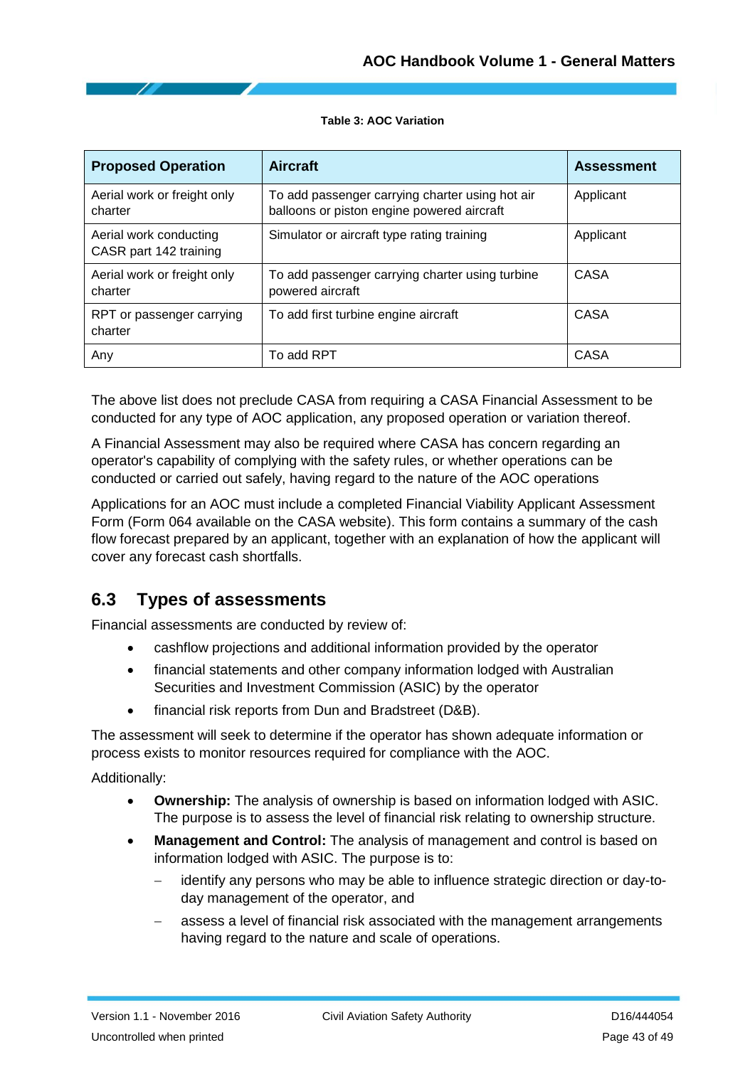**Table 3: AOC Variation**

| Proposed Operation | Aircraft | Assessment |
| --- | --- | --- |
| Aerial work or freight only charter | To add passenger carrying charter using hot air balloons or piston engine powered aircraft | Applicant |
| Aerial work conducting CASR part 142 training | Simulator or aircraft type rating training | Applicant |
| Aerial work or freight only charter | To add passenger carrying charter using turbine powered aircraft | CASA |
| RPT or passenger carrying charter | To add first turbine engine aircraft | CASA |
| Any | To add RPT | CASA |

The above list does not preclude CASA from requiring a CASA Financial Assessment to be conducted for any type of AOC application, any proposed operation or variation thereof.

A Financial Assessment may also be required where CASA has concern regarding an operator's capability of complying with the safety rules, or whether operations can be conducted or carried out safely, having regard to the nature of the AOC operations

Applications for an AOC must include a completed Financial Viability Applicant Assessment Form (Form 064 available on the CASA website). This form contains a summary of the cash flow forecast prepared by an applicant, together with an explanation of how the applicant will cover any forecast cash shortfalls.

## 6.3 Types of assessments

Financial assessments are conducted by review of:

- cashflow projections and additional information provided by the operator
- financial statements and other company information lodged with Australian Securities and Investment Commission (ASIC) by the operator
- financial risk reports from Dun and Bradstreet (D&B).

The assessment will seek to determine if the operator has shown adequate information or process exists to monitor resources required for compliance with the AOC.

Additionally:

- **Ownership:** The analysis of ownership is based on information lodged with ASIC. The purpose is to assess the level of financial risk relating to ownership structure.
- **Management and Control:** The analysis of management and control is based on information lodged with ASIC. The purpose is to:
  - identify any persons who may be able to influence strategic direction or day-to-day management of the operator, and
  - assess a level of financial risk associated with the management arrangements having regard to the nature and scale of operations.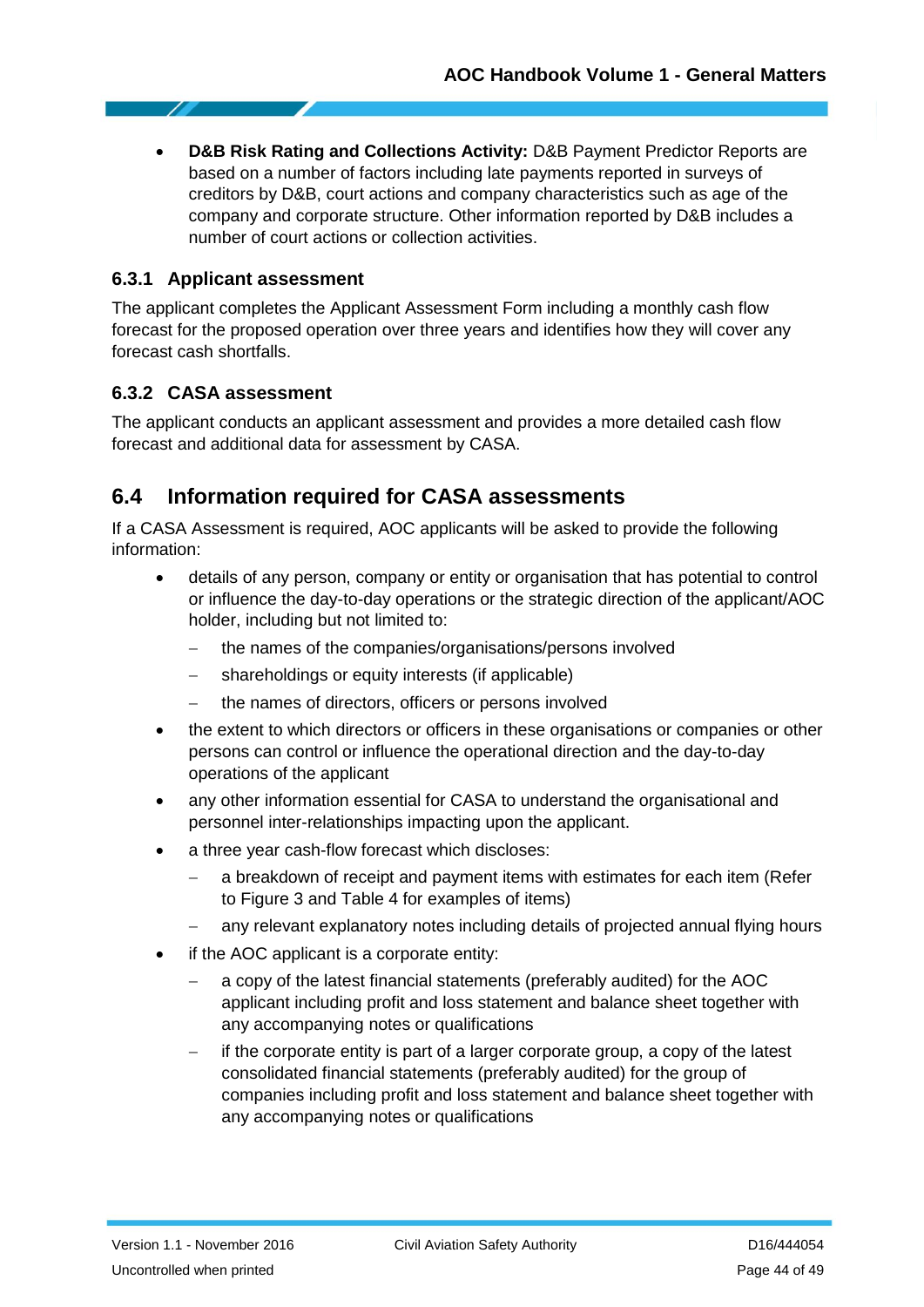- **D&B Risk Rating and Collections Activity:** D&B Payment Predictor Reports are based on a number of factors including late payments reported in surveys of creditors by D&B, court actions and company characteristics such as age of the company and corporate structure. Other information reported by D&B includes a number of court actions or collection activities.

### 6.3.1 Applicant assessment

The applicant completes the Applicant Assessment Form including a monthly cash flow forecast for the proposed operation over three years and identifies how they will cover any forecast cash shortfalls.

### 6.3.2 CASA assessment

The applicant conducts an applicant assessment and provides a more detailed cash flow forecast and additional data for assessment by CASA.

## 6.4 Information required for CASA assessments

If a CASA Assessment is required, AOC applicants will be asked to provide the following information:

- details of any person, company or entity or organisation that has potential to control or influence the day-to-day operations or the strategic direction of the applicant/AOC holder, including but not limited to:
  - the names of the companies/organisations/persons involved
  - shareholdings or equity interests (if applicable)
  - the names of directors, officers or persons involved
- the extent to which directors or officers in these organisations or companies or other persons can control or influence the operational direction and the day-to-day operations of the applicant
- any other information essential for CASA to understand the organisational and personnel inter-relationships impacting upon the applicant.
- a three year cash-flow forecast which discloses:
  - a breakdown of receipt and payment items with estimates for each item (Refer to Figure 3 and Table 4 for examples of items)
  - any relevant explanatory notes including details of projected annual flying hours
- if the AOC applicant is a corporate entity:
  - a copy of the latest financial statements (preferably audited) for the AOC applicant including profit and loss statement and balance sheet together with any accompanying notes or qualifications
  - if the corporate entity is part of a larger corporate group, a copy of the latest consolidated financial statements (preferably audited) for the group of companies including profit and loss statement and balance sheet together with any accompanying notes or qualifications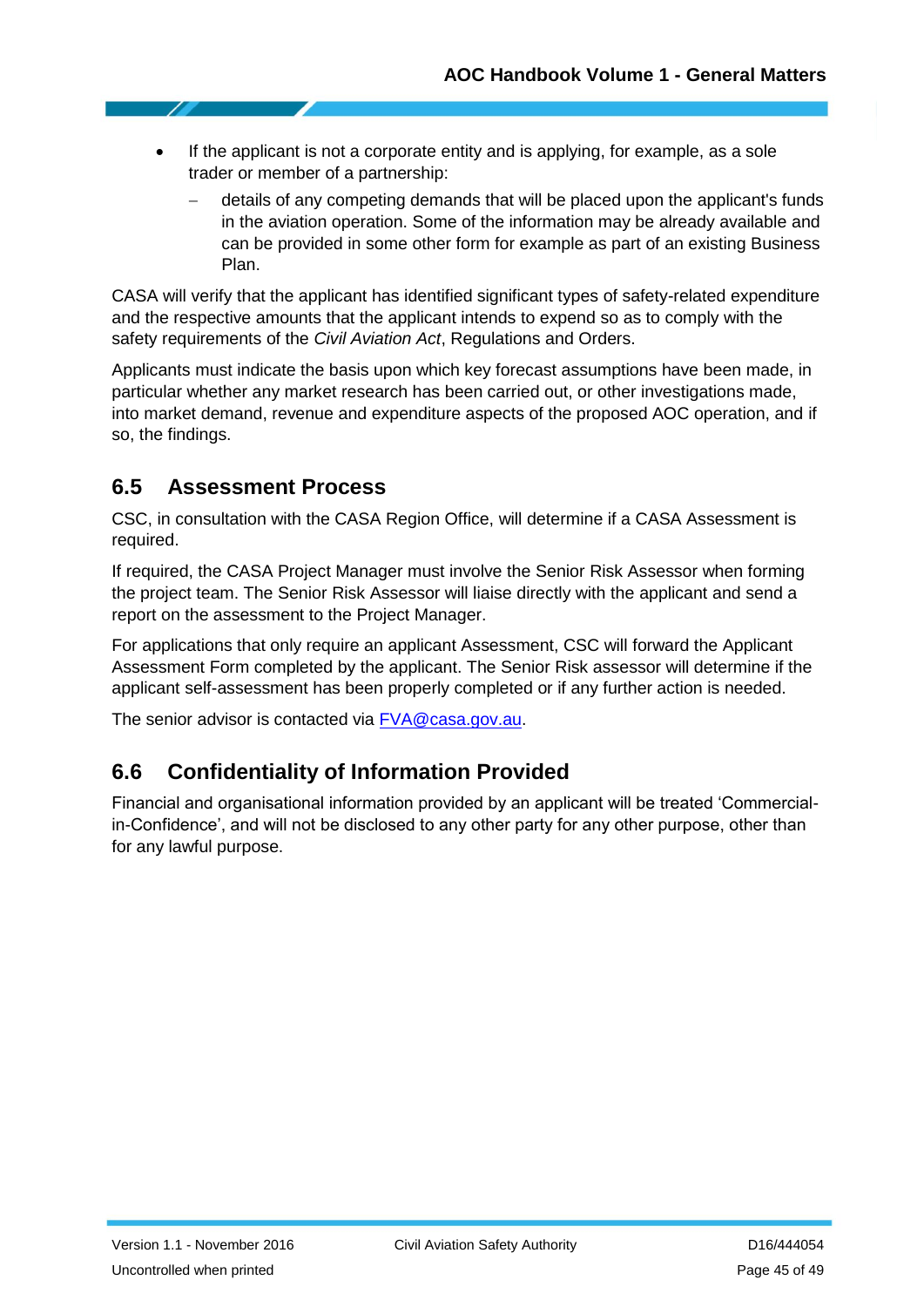- If the applicant is not a corporate entity and is applying, for example, as a sole trader or member of a partnership:
  - details of any competing demands that will be placed upon the applicant's funds in the aviation operation. Some of the information may be already available and can be provided in some other form for example as part of an existing Business Plan.

CASA will verify that the applicant has identified significant types of safety-related expenditure and the respective amounts that the applicant intends to expend so as to comply with the safety requirements of the *Civil Aviation Act*, Regulations and Orders.

Applicants must indicate the basis upon which key forecast assumptions have been made, in particular whether any market research has been carried out, or other investigations made, into market demand, revenue and expenditure aspects of the proposed AOC operation, and if so, the findings.

## 6.5 Assessment Process

CSC, in consultation with the CASA Region Office, will determine if a CASA Assessment is required.

If required, the CASA Project Manager must involve the Senior Risk Assessor when forming the project team. The Senior Risk Assessor will liaise directly with the applicant and send a report on the assessment to the Project Manager.

For applications that only require an applicant Assessment, CSC will forward the Applicant Assessment Form completed by the applicant. The Senior Risk assessor will determine if the applicant self-assessment has been properly completed or if any further action is needed.

The senior advisor is contacted via [FVA@casa.gov.au](mailto:FVA@casa.gov.au).

## 6.6 Confidentiality of Information Provided

Financial and organisational information provided by an applicant will be treated 'Commercial-in-Confidence', and will not be disclosed to any other party for any other purpose, other than for any lawful purpose.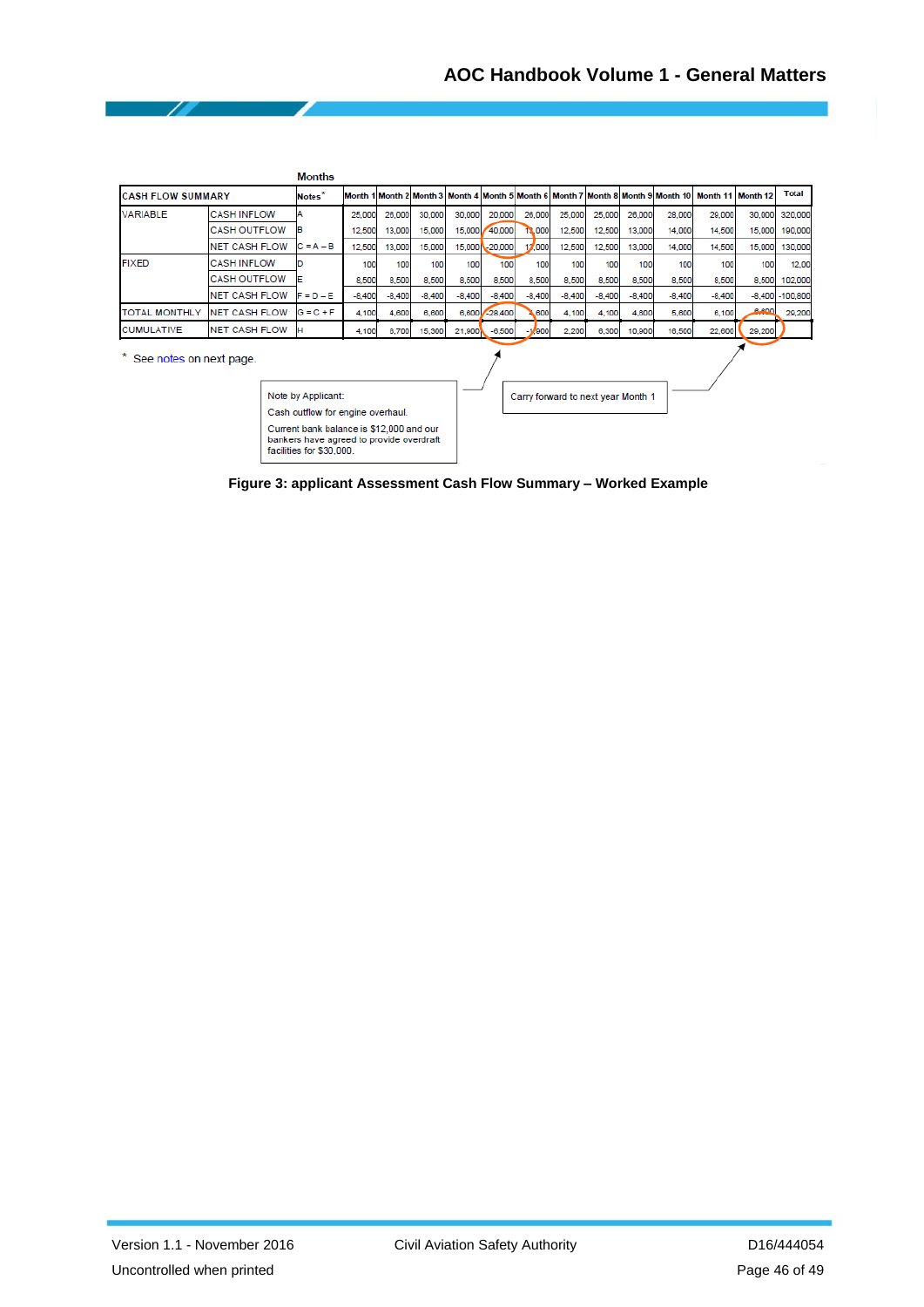| CASH FLOW SUMMARY | | Notes* | Month 1 | Month 2 | Month 3 | Month 4 | Month 5 | Month 6 | Month 7 | Month 8 | Month 9 | Month 10 | Month 11 | Month 12 | Total |
|---|---|---|---|---|---|---|---|---|---|---|---|---|---|---|---|
| VARIABLE | CASH INFLOW | A | 25,000 | 26,000 | 30,000 | 30,000 | 20,000 | 26,000 | 25,000 | 25,000 | 26,000 | 28,000 | 29,000 | 30,000 | 320,000 |
| | CASH OUTFLOW | B | 12,500 | 13,000 | 15,000 | 15,000 | 40,000 | 13,000 | 12,500 | 12,500 | 13,000 | 14,000 | 14,500 | 15,000 | 190,000 |
| | NET CASH FLOW | C = A – B | 12,500 | 13,000 | 15,000 | 15,000 | -20,000 | 13,000 | 12,500 | 12,500 | 13,000 | 14,000 | 14,500 | 15,000 | 130,000 |
| FIXED | CASH INFLOW | D | 100 | 100 | 100 | 100 | 100 | 100 | 100 | 100 | 100 | 100 | 100 | 100 | 12,00 |
| | CASH OUTFLOW | E | 8,500 | 8,500 | 8,500 | 8,500 | 8,500 | 8,500 | 8,500 | 8,500 | 8,500 | 8,500 | 8,500 | 8,500 | 102,000 |
| | NET CASH FLOW | F = D – E | -8,400 | -8,400 | -8,400 | -8,400 | -8,400 | -8,400 | -8,400 | -8,400 | -8,400 | -8,400 | -8,400 | -8,400 | -100,800 |
| TOTAL MONTHLY | NET CASH FLOW | G = C + F | 4,100 | 4,600 | 6,600 | 6,600 | -28,400 | 4,600 | 4,100 | 4,100 | 4,600 | 5,600 | 6,100 | 6,600 | 29,200 |
| CUMULATIVE | NET CASH FLOW | H | 4,100 | 8,700 | 15,300 | 21,900 | -6,500 | -1,900 | 2,200 | 6,300 | 10,900 | 16,500 | 22,600 | 29,200 | |

\* See notes on next page.

Note by Applicant:
Cash outflow for engine overhaul.
Current bank balance is $12,000 and our bankers have agreed to provide overdraft facilities for $30,000.

Carry forward to next year Month 1

**Figure 3: applicant Assessment Cash Flow Summary – Worked Example**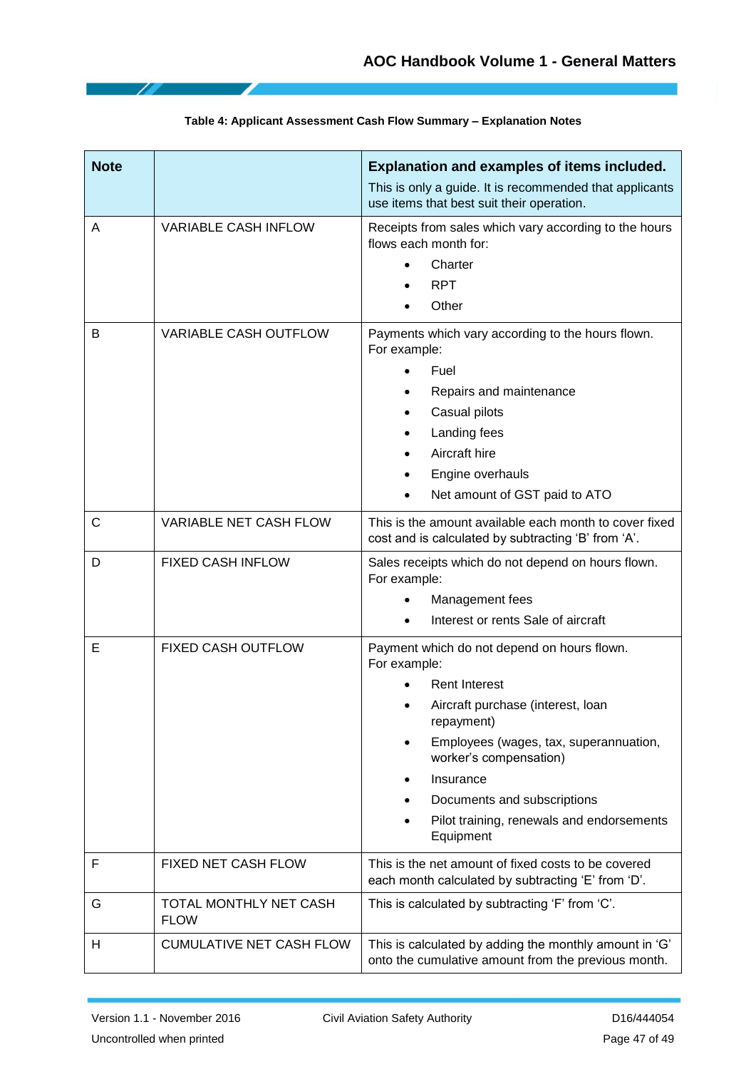**Table 4: Applicant Assessment Cash Flow Summary – Explanation Notes**

| Note | | Explanation and examples of items included.<br>This is only a guide. It is recommended that applicants use items that best suit their operation. |
|---|---|---|
| A | VARIABLE CASH INFLOW | Receipts from sales which vary according to the hours flows each month for:<br>• Charter<br>• RPT<br>• Other |
| B | VARIABLE CASH OUTFLOW | Payments which vary according to the hours flown. For example:<br>• Fuel<br>• Repairs and maintenance<br>• Casual pilots<br>• Landing fees<br>• Aircraft hire<br>• Engine overhauls<br>• Net amount of GST paid to ATO |
| C | VARIABLE NET CASH FLOW | This is the amount available each month to cover fixed cost and is calculated by subtracting 'B' from 'A'. |
| D | FIXED CASH INFLOW | Sales receipts which do not depend on hours flown. For example:<br>• Management fees<br>• Interest or rents Sale of aircraft |
| E | FIXED CASH OUTFLOW | Payment which do not depend on hours flown. For example:<br>• Rent Interest<br>• Aircraft purchase (interest, loan repayment)<br>• Employees (wages, tax, superannuation, worker's compensation)<br>• Insurance<br>• Documents and subscriptions<br>• Pilot training, renewals and endorsements Equipment |
| F | FIXED NET CASH FLOW | This is the net amount of fixed costs to be covered each month calculated by subtracting 'E' from 'D'. |
| G | TOTAL MONTHLY NET CASH FLOW | This is calculated by subtracting 'F' from 'C'. |
| H | CUMULATIVE NET CASH FLOW | This is calculated by adding the monthly amount in 'G' onto the cumulative amount from the previous month. |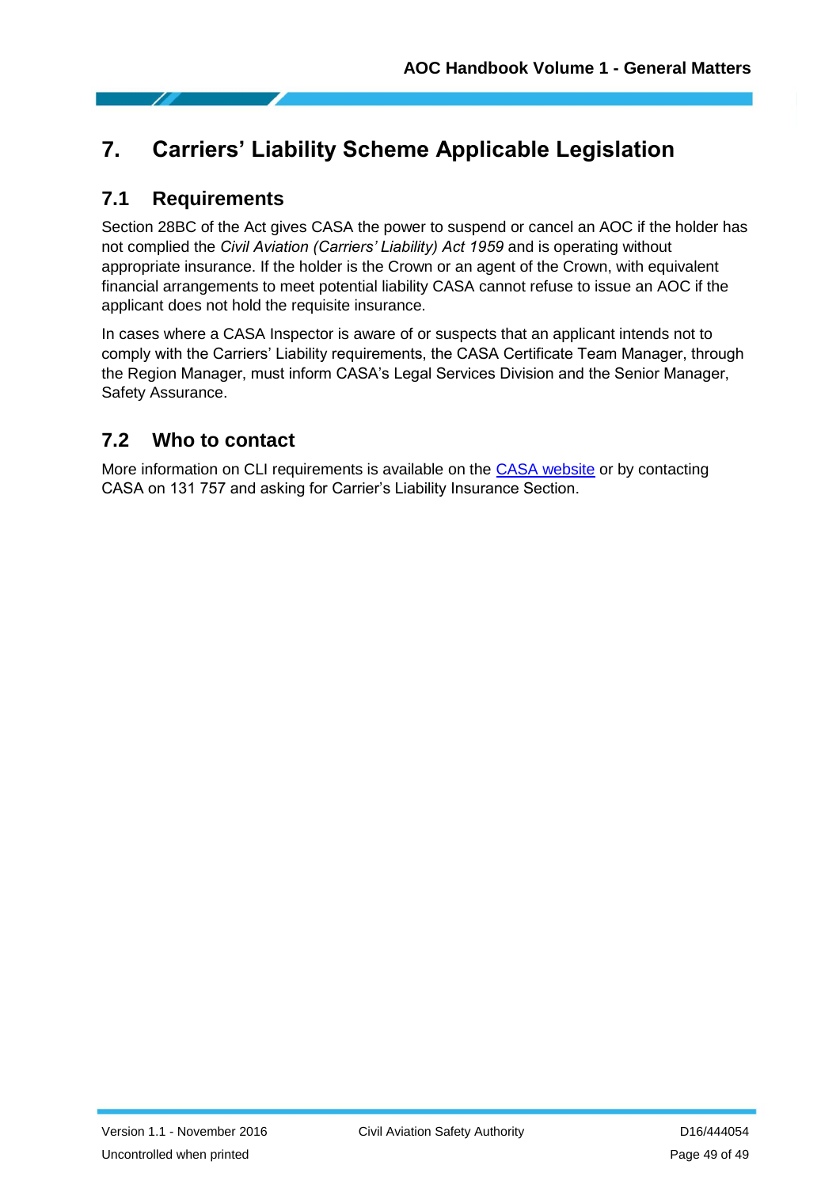# 7. Carriers' Liability Scheme Applicable Legislation

## 7.1 Requirements

Section 28BC of the Act gives CASA the power to suspend or cancel an AOC if the holder has not complied the *Civil Aviation (Carriers' Liability) Act 1959* and is operating without appropriate insurance. If the holder is the Crown or an agent of the Crown, with equivalent financial arrangements to meet potential liability CASA cannot refuse to issue an AOC if the applicant does not hold the requisite insurance.

In cases where a CASA Inspector is aware of or suspects that an applicant intends not to comply with the Carriers' Liability requirements, the CASA Certificate Team Manager, through the Region Manager, must inform CASA's Legal Services Division and the Senior Manager, Safety Assurance.

## 7.2 Who to contact

More information on CLI requirements is available on the CASA website or by contacting CASA on 131 757 and asking for Carrier's Liability Insurance Section.